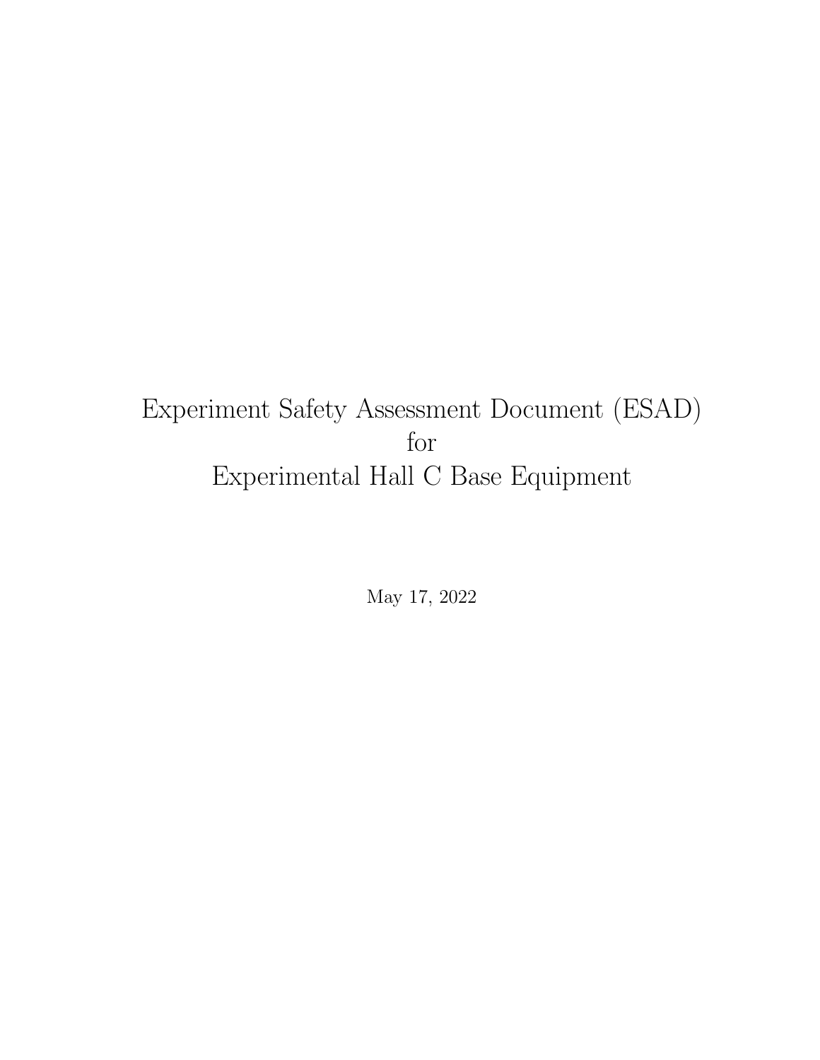# Experiment Safety Assessment Document (ESAD)
# for
# Experimental Hall C Base Equipment

May 17, 2022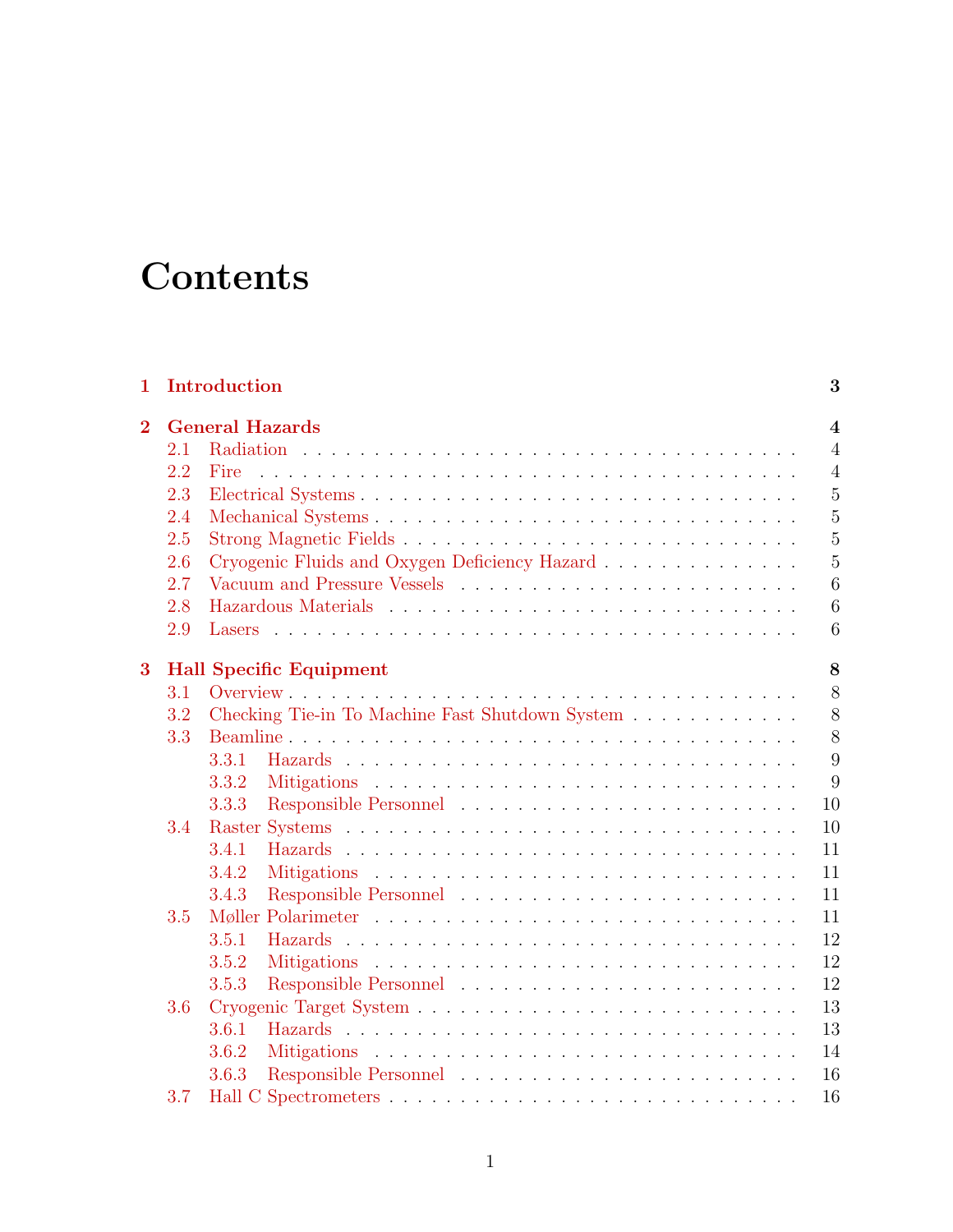# Contents

**1 Introduction** **3**

**2 General Hazards** **4**

- 2.1 Radiation . . . . . . . . . . . . . . . . . . . . . . . . . . . . . . . . . . . 4
- 2.2 Fire . . . . . . . . . . . . . . . . . . . . . . . . . . . . . . . . . . . . . 4
- 2.3 Electrical Systems . . . . . . . . . . . . . . . . . . . . . . . . . . . . . . 5
- 2.4 Mechanical Systems . . . . . . . . . . . . . . . . . . . . . . . . . . . . . 5
- 2.5 Strong Magnetic Fields . . . . . . . . . . . . . . . . . . . . . . . . . . . 5
- 2.6 Cryogenic Fluids and Oxygen Deficiency Hazard . . . . . . . . . . . . . . 5
- 2.7 Vacuum and Pressure Vessels . . . . . . . . . . . . . . . . . . . . . . . . 6
- 2.8 Hazardous Materials . . . . . . . . . . . . . . . . . . . . . . . . . . . . . 6
- 2.9 Lasers . . . . . . . . . . . . . . . . . . . . . . . . . . . . . . . . . . . . 6

**3 Hall Specific Equipment** **8**

- 3.1 Overview . . . . . . . . . . . . . . . . . . . . . . . . . . . . . . . . . . . 8
- 3.2 Checking Tie-in To Machine Fast Shutdown System . . . . . . . . . . . . 8
- 3.3 Beamline . . . . . . . . . . . . . . . . . . . . . . . . . . . . . . . . . . . 8
  - 3.3.1 Hazards . . . . . . . . . . . . . . . . . . . . . . . . . . . . . . . . 9
  - 3.3.2 Mitigations . . . . . . . . . . . . . . . . . . . . . . . . . . . . . . 9
  - 3.3.3 Responsible Personnel . . . . . . . . . . . . . . . . . . . . . . . . 10
- 3.4 Raster Systems . . . . . . . . . . . . . . . . . . . . . . . . . . . . . . . 10
  - 3.4.1 Hazards . . . . . . . . . . . . . . . . . . . . . . . . . . . . . . . . 11
  - 3.4.2 Mitigations . . . . . . . . . . . . . . . . . . . . . . . . . . . . . . 11
  - 3.4.3 Responsible Personnel . . . . . . . . . . . . . . . . . . . . . . . . 11
- 3.5 Møller Polarimeter . . . . . . . . . . . . . . . . . . . . . . . . . . . . . 11
  - 3.5.1 Hazards . . . . . . . . . . . . . . . . . . . . . . . . . . . . . . . . 12
  - 3.5.2 Mitigations . . . . . . . . . . . . . . . . . . . . . . . . . . . . . . 12
  - 3.5.3 Responsible Personnel . . . . . . . . . . . . . . . . . . . . . . . . 12
- 3.6 Cryogenic Target System . . . . . . . . . . . . . . . . . . . . . . . . . . 13
  - 3.6.1 Hazards . . . . . . . . . . . . . . . . . . . . . . . . . . . . . . . . 13
  - 3.6.2 Mitigations . . . . . . . . . . . . . . . . . . . . . . . . . . . . . . 14
  - 3.6.3 Responsible Personnel . . . . . . . . . . . . . . . . . . . . . . . . 16
- 3.7 Hall C Spectrometers . . . . . . . . . . . . . . . . . . . . . . . . . . . . 16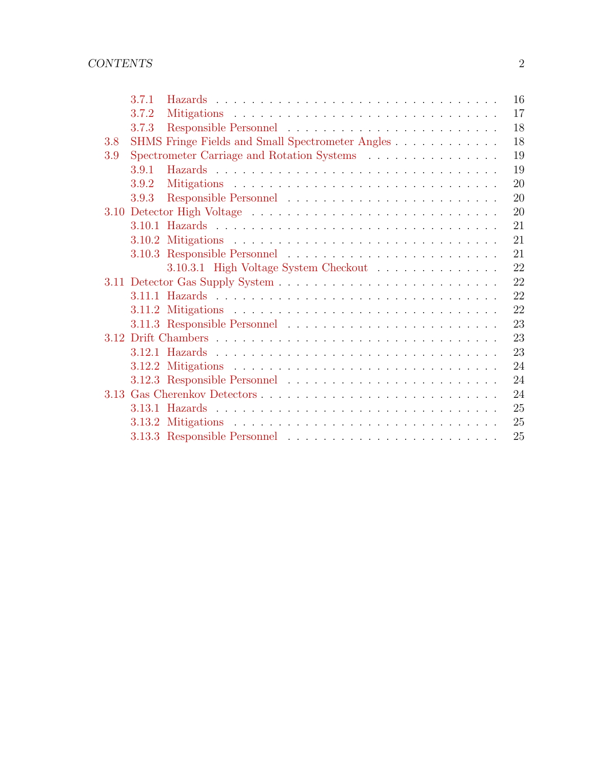- 3.7.1 Hazards . . . . . . . . . . . . . . . . . . . . . . . . . . . . . . . . 16
- 3.7.2 Mitigations . . . . . . . . . . . . . . . . . . . . . . . . . . . . . . 17
- 3.7.3 Responsible Personnel . . . . . . . . . . . . . . . . . . . . . . . . 18
- 3.8 SHMS Fringe Fields and Small Spectrometer Angles . . . . . . . . . . . . 18
- 3.9 Spectrometer Carriage and Rotation Systems . . . . . . . . . . . . . . . 19
  - 3.9.1 Hazards . . . . . . . . . . . . . . . . . . . . . . . . . . . . . . . . 19
  - 3.9.2 Mitigations . . . . . . . . . . . . . . . . . . . . . . . . . . . . . . 20
  - 3.9.3 Responsible Personnel . . . . . . . . . . . . . . . . . . . . . . . . 20
- 3.10 Detector High Voltage . . . . . . . . . . . . . . . . . . . . . . . . . . . 20
  - 3.10.1 Hazards . . . . . . . . . . . . . . . . . . . . . . . . . . . . . . . . 21
  - 3.10.2 Mitigations . . . . . . . . . . . . . . . . . . . . . . . . . . . . . . 21
  - 3.10.3 Responsible Personnel . . . . . . . . . . . . . . . . . . . . . . . . 21
    - 3.10.3.1 High Voltage System Checkout . . . . . . . . . . . . . . . 22
- 3.11 Detector Gas Supply System . . . . . . . . . . . . . . . . . . . . . . . . 22
  - 3.11.1 Hazards . . . . . . . . . . . . . . . . . . . . . . . . . . . . . . . . 22
  - 3.11.2 Mitigations . . . . . . . . . . . . . . . . . . . . . . . . . . . . . . 22
  - 3.11.3 Responsible Personnel . . . . . . . . . . . . . . . . . . . . . . . . 23
- 3.12 Drift Chambers . . . . . . . . . . . . . . . . . . . . . . . . . . . . . . . 23
  - 3.12.1 Hazards . . . . . . . . . . . . . . . . . . . . . . . . . . . . . . . . 23
  - 3.12.2 Mitigations . . . . . . . . . . . . . . . . . . . . . . . . . . . . . . 24
  - 3.12.3 Responsible Personnel . . . . . . . . . . . . . . . . . . . . . . . . 24
- 3.13 Gas Cherenkov Detectors . . . . . . . . . . . . . . . . . . . . . . . . . . 24
  - 3.13.1 Hazards . . . . . . . . . . . . . . . . . . . . . . . . . . . . . . . . 25
  - 3.13.2 Mitigations . . . . . . . . . . . . . . . . . . . . . . . . . . . . . . 25
  - 3.13.3 Responsible Personnel . . . . . . . . . . . . . . . . . . . . . . . . 25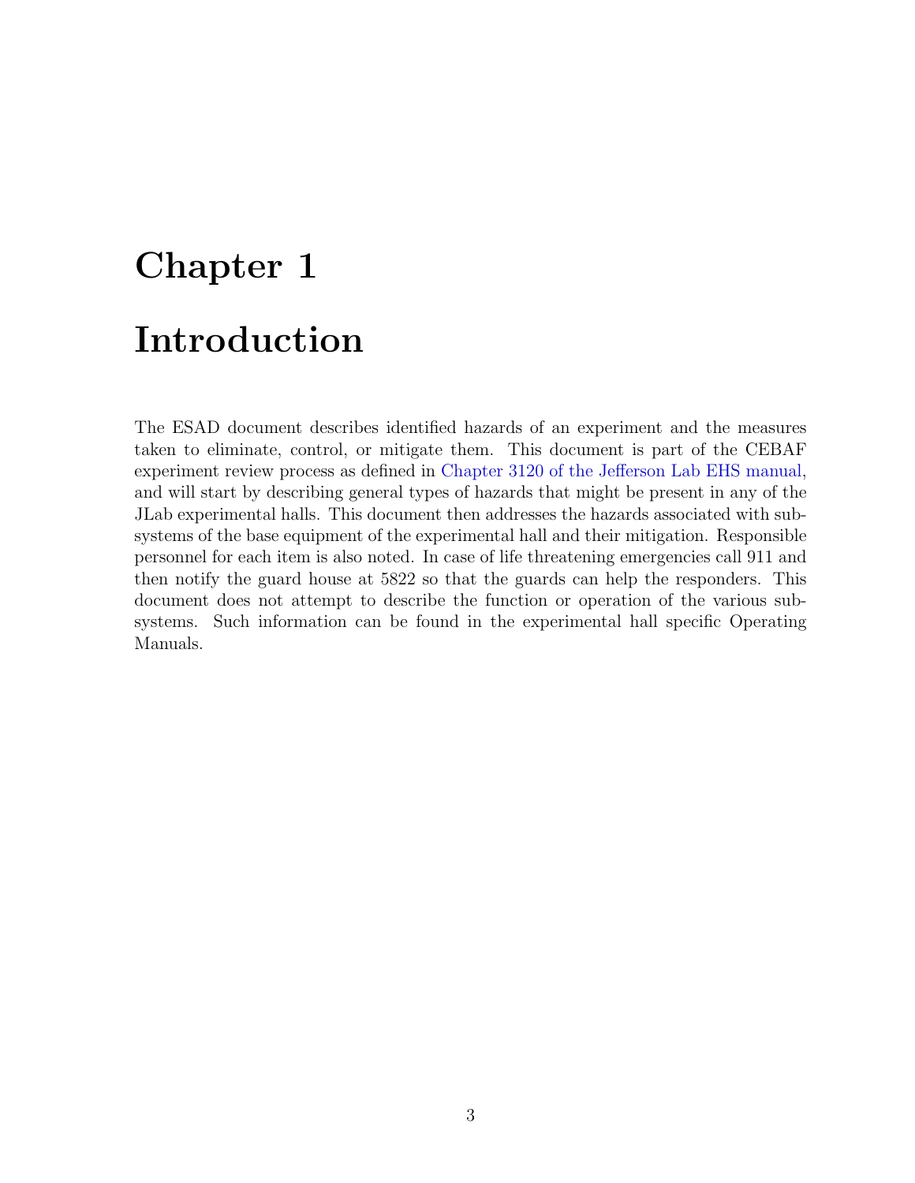# Chapter 1

# Introduction

The ESAD document describes identified hazards of an experiment and the measures taken to eliminate, control, or mitigate them. This document is part of the CEBAF experiment review process as defined in Chapter 3120 of the Jefferson Lab EHS manual, and will start by describing general types of hazards that might be present in any of the JLab experimental halls. This document then addresses the hazards associated with subsystems of the base equipment of the experimental hall and their mitigation. Responsible personnel for each item is also noted. In case of life threatening emergencies call 911 and then notify the guard house at 5822 so that the guards can help the responders. This document does not attempt to describe the function or operation of the various subsystems. Such information can be found in the experimental hall specific Operating Manuals.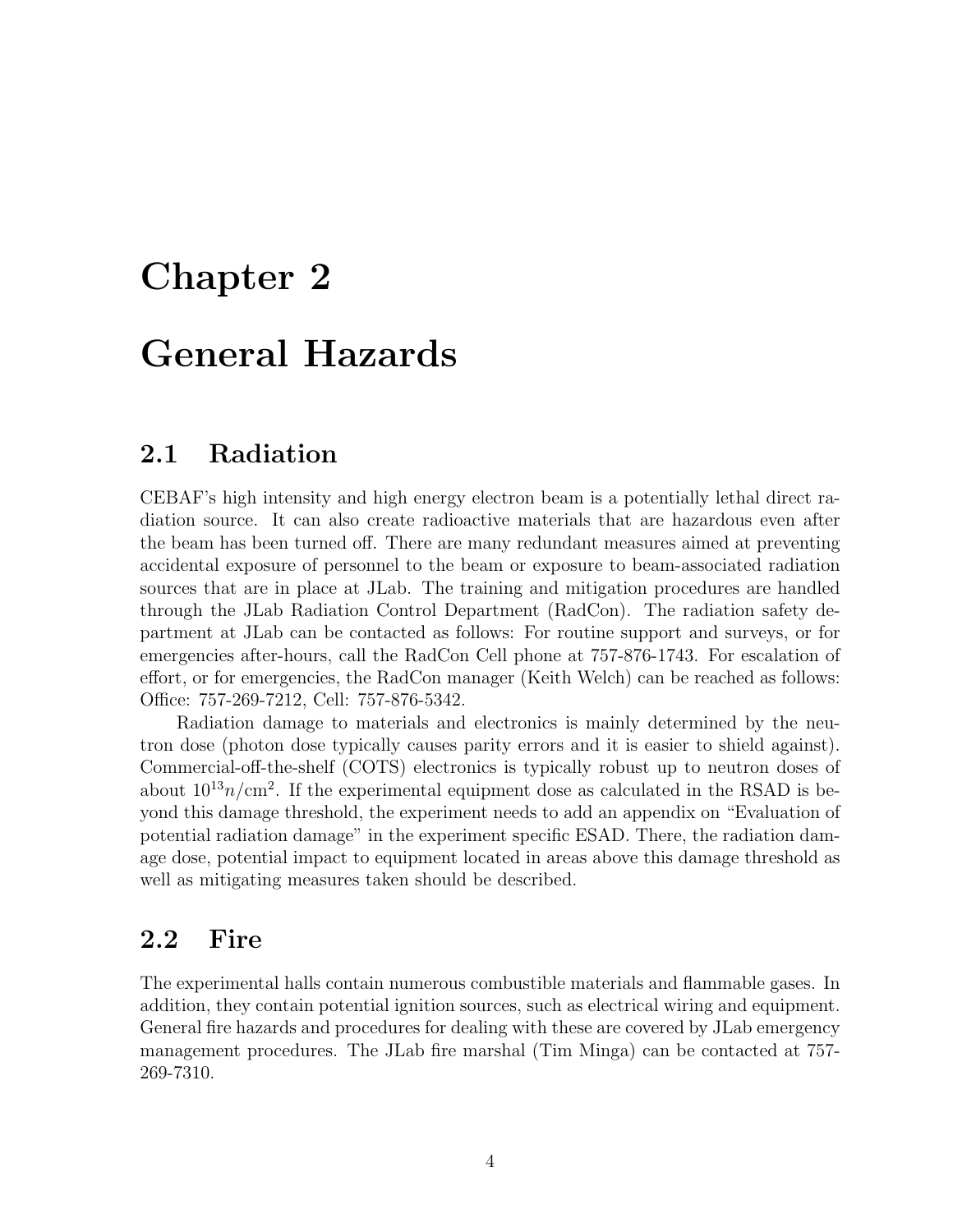# Chapter 2

# General Hazards

## 2.1 Radiation

CEBAF's high intensity and high energy electron beam is a potentially lethal direct radiation source. It can also create radioactive materials that are hazardous even after the beam has been turned off. There are many redundant measures aimed at preventing accidental exposure of personnel to the beam or exposure to beam-associated radiation sources that are in place at JLab. The training and mitigation procedures are handled through the JLab Radiation Control Department (RadCon). The radiation safety department at JLab can be contacted as follows: For routine support and surveys, or for emergencies after-hours, call the RadCon Cell phone at 757-876-1743. For escalation of effort, or for emergencies, the RadCon manager (Keith Welch) can be reached as follows: Office: 757-269-7212, Cell: 757-876-5342.

Radiation damage to materials and electronics is mainly determined by the neutron dose (photon dose typically causes parity errors and it is easier to shield against). Commercial-off-the-shelf (COTS) electronics is typically robust up to neutron doses of about $10^{13} n/\mathrm{cm}^2$. If the experimental equipment dose as calculated in the RSAD is beyond this damage threshold, the experiment needs to add an appendix on "Evaluation of potential radiation damage" in the experiment specific ESAD. There, the radiation damage dose, potential impact to equipment located in areas above this damage threshold as well as mitigating measures taken should be described.

## 2.2 Fire

The experimental halls contain numerous combustible materials and flammable gases. In addition, they contain potential ignition sources, such as electrical wiring and equipment. General fire hazards and procedures for dealing with these are covered by JLab emergency management procedures. The JLab fire marshal (Tim Minga) can be contacted at 757-269-7310.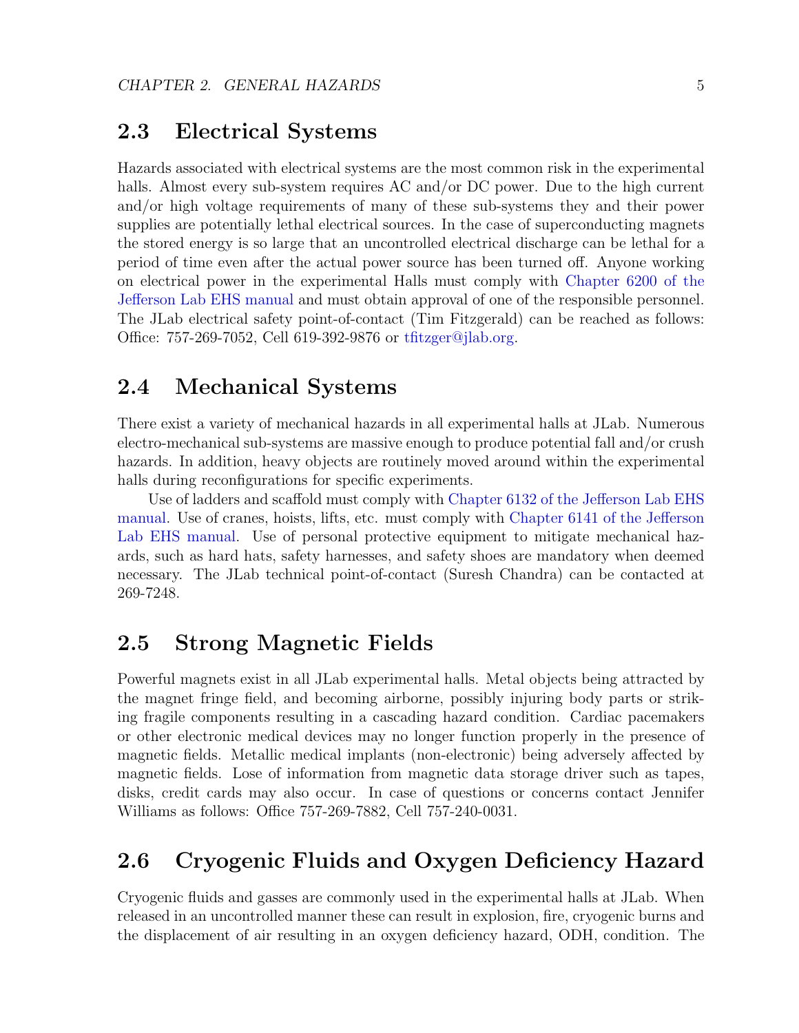## 2.3 Electrical Systems

Hazards associated with electrical systems are the most common risk in the experimental halls. Almost every sub-system requires AC and/or DC power. Due to the high current and/or high voltage requirements of many of these sub-systems they and their power supplies are potentially lethal electrical sources. In the case of superconducting magnets the stored energy is so large that an uncontrolled electrical discharge can be lethal for a period of time even after the actual power source has been turned off. Anyone working on electrical power in the experimental Halls must comply with Chapter 6200 of the Jefferson Lab EHS manual and must obtain approval of one of the responsible personnel. The JLab electrical safety point-of-contact (Tim Fitzgerald) can be reached as follows: Office: 757-269-7052, Cell 619-392-9876 or tfitzger@jlab.org.

## 2.4 Mechanical Systems

There exist a variety of mechanical hazards in all experimental halls at JLab. Numerous electro-mechanical sub-systems are massive enough to produce potential fall and/or crush hazards. In addition, heavy objects are routinely moved around within the experimental halls during reconfigurations for specific experiments.

Use of ladders and scaffold must comply with Chapter 6132 of the Jefferson Lab EHS manual. Use of cranes, hoists, lifts, etc. must comply with Chapter 6141 of the Jefferson Lab EHS manual. Use of personal protective equipment to mitigate mechanical hazards, such as hard hats, safety harnesses, and safety shoes are mandatory when deemed necessary. The JLab technical point-of-contact (Suresh Chandra) can be contacted at 269-7248.

## 2.5 Strong Magnetic Fields

Powerful magnets exist in all JLab experimental halls. Metal objects being attracted by the magnet fringe field, and becoming airborne, possibly injuring body parts or striking fragile components resulting in a cascading hazard condition. Cardiac pacemakers or other electronic medical devices may no longer function properly in the presence of magnetic fields. Metallic medical implants (non-electronic) being adversely affected by magnetic fields. Lose of information from magnetic data storage driver such as tapes, disks, credit cards may also occur. In case of questions or concerns contact Jennifer Williams as follows: Office 757-269-7882, Cell 757-240-0031.

## 2.6 Cryogenic Fluids and Oxygen Deficiency Hazard

Cryogenic fluids and gasses are commonly used in the experimental halls at JLab. When released in an uncontrolled manner these can result in explosion, fire, cryogenic burns and the displacement of air resulting in an oxygen deficiency hazard, ODH, condition. The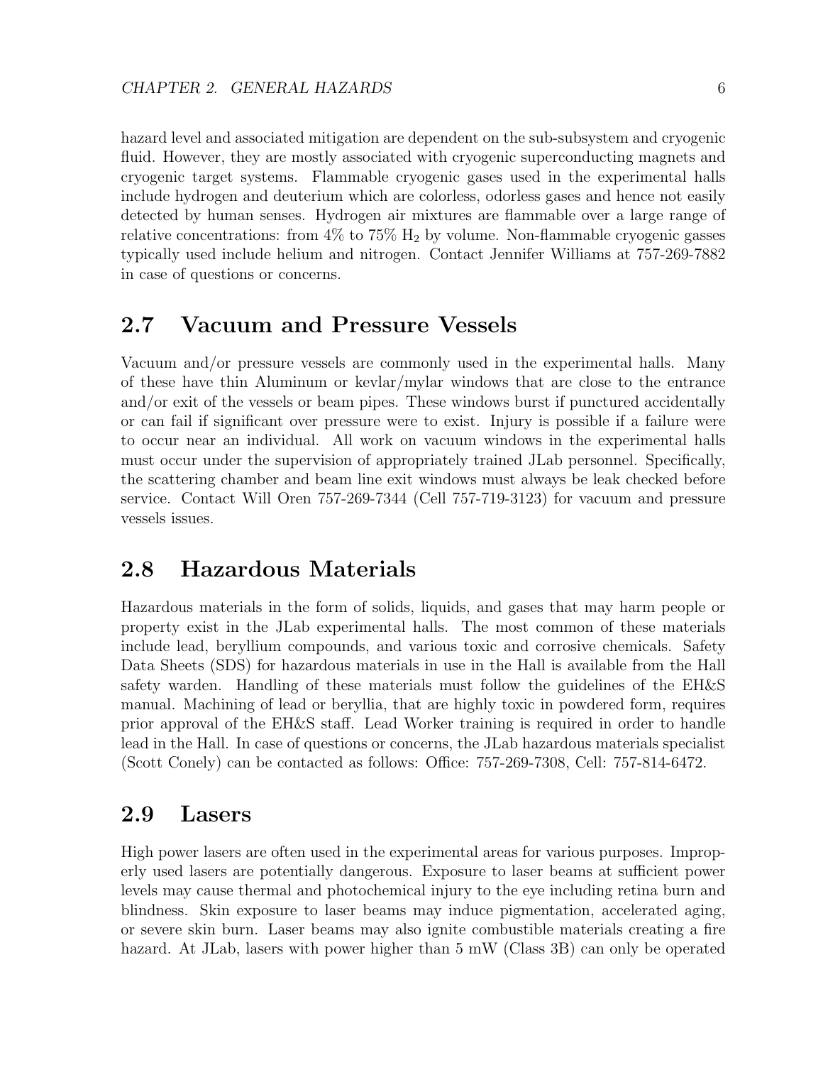hazard level and associated mitigation are dependent on the sub-subsystem and cryogenic fluid. However, they are mostly associated with cryogenic superconducting magnets and cryogenic target systems. Flammable cryogenic gases used in the experimental halls include hydrogen and deuterium which are colorless, odorless gases and hence not easily detected by human senses. Hydrogen air mixtures are flammable over a large range of relative concentrations: from 4% to 75% $H_2$ by volume. Non-flammable cryogenic gasses typically used include helium and nitrogen. Contact Jennifer Williams at 757-269-7882 in case of questions or concerns.

## 2.7 Vacuum and Pressure Vessels

Vacuum and/or pressure vessels are commonly used in the experimental halls. Many of these have thin Aluminum or kevlar/mylar windows that are close to the entrance and/or exit of the vessels or beam pipes. These windows burst if punctured accidentally or can fail if significant over pressure were to exist. Injury is possible if a failure were to occur near an individual. All work on vacuum windows in the experimental halls must occur under the supervision of appropriately trained JLab personnel. Specifically, the scattering chamber and beam line exit windows must always be leak checked before service. Contact Will Oren 757-269-7344 (Cell 757-719-3123) for vacuum and pressure vessels issues.

## 2.8 Hazardous Materials

Hazardous materials in the form of solids, liquids, and gases that may harm people or property exist in the JLab experimental halls. The most common of these materials include lead, beryllium compounds, and various toxic and corrosive chemicals. Safety Data Sheets (SDS) for hazardous materials in use in the Hall is available from the Hall safety warden. Handling of these materials must follow the guidelines of the EH&S manual. Machining of lead or beryllia, that are highly toxic in powdered form, requires prior approval of the EH&S staff. Lead Worker training is required in order to handle lead in the Hall. In case of questions or concerns, the JLab hazardous materials specialist (Scott Conely) can be contacted as follows: Office: 757-269-7308, Cell: 757-814-6472.

## 2.9 Lasers

High power lasers are often used in the experimental areas for various purposes. Improperly used lasers are potentially dangerous. Exposure to laser beams at sufficient power levels may cause thermal and photochemical injury to the eye including retina burn and blindness. Skin exposure to laser beams may induce pigmentation, accelerated aging, or severe skin burn. Laser beams may also ignite combustible materials creating a fire hazard. At JLab, lasers with power higher than 5 mW (Class 3B) can only be operated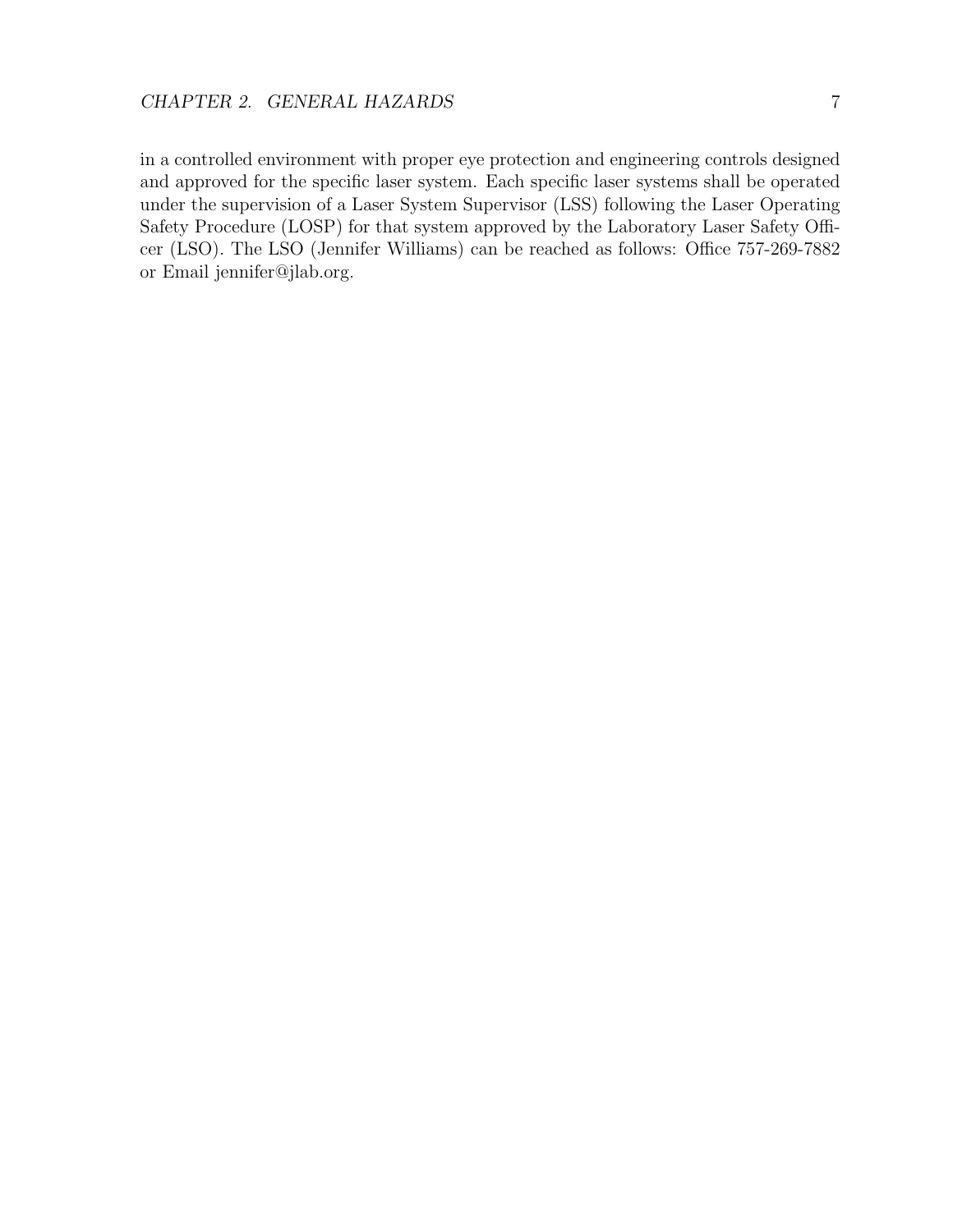in a controlled environment with proper eye protection and engineering controls designed and approved for the specific laser system. Each specific laser systems shall be operated under the supervision of a Laser System Supervisor (LSS) following the Laser Operating Safety Procedure (LOSP) for that system approved by the Laboratory Laser Safety Officer (LSO). The LSO (Jennifer Williams) can be reached as follows: Office 757-269-7882 or Email jennifer@jlab.org.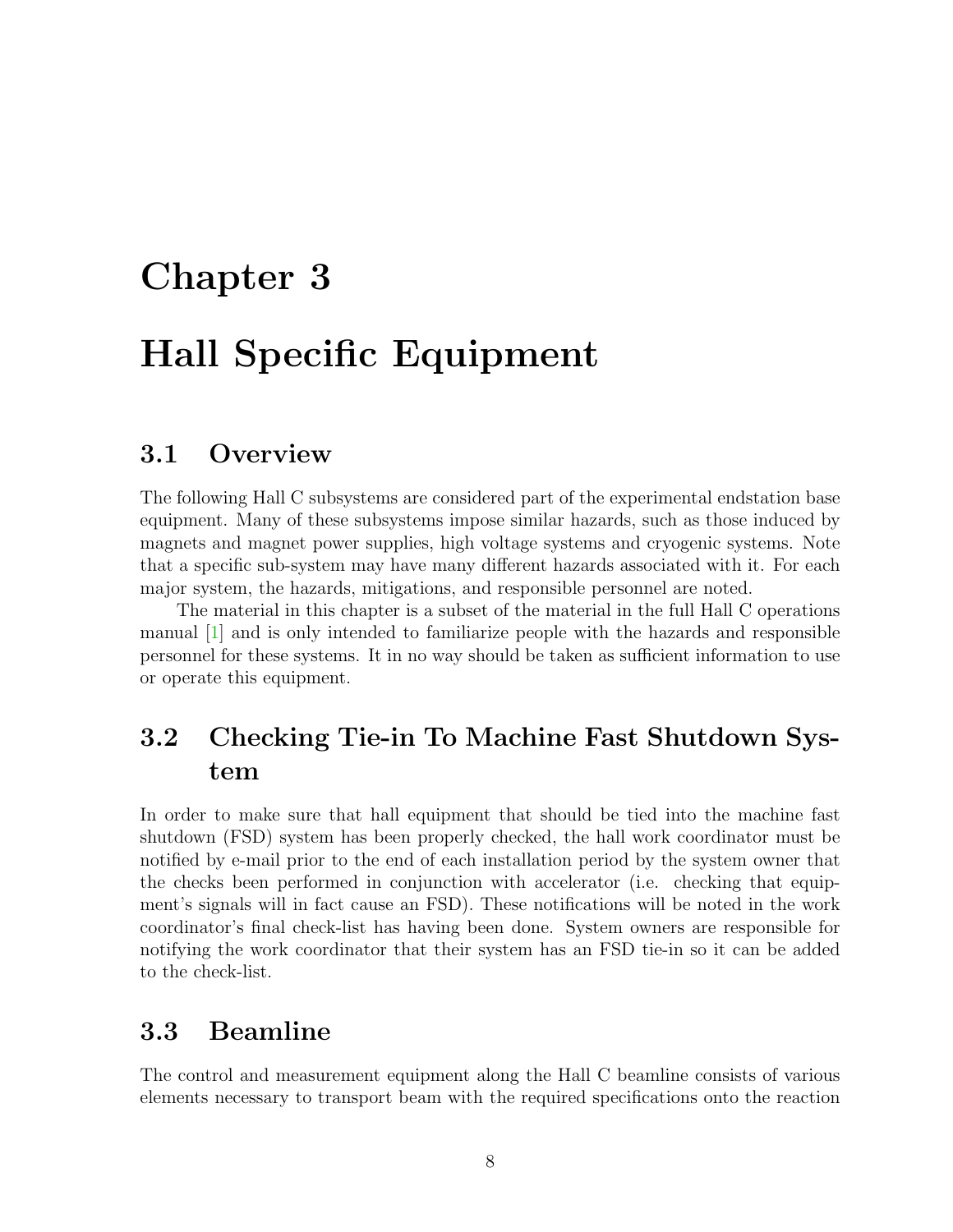# Chapter 3

# Hall Specific Equipment

## 3.1 Overview

The following Hall C subsystems are considered part of the experimental endstation base equipment. Many of these subsystems impose similar hazards, such as those induced by magnets and magnet power supplies, high voltage systems and cryogenic systems. Note that a specific sub-system may have many different hazards associated with it. For each major system, the hazards, mitigations, and responsible personnel are noted.

The material in this chapter is a subset of the material in the full Hall C operations manual [1] and is only intended to familiarize people with the hazards and responsible personnel for these systems. It in no way should be taken as sufficient information to use or operate this equipment.

## 3.2 Checking Tie-in To Machine Fast Shutdown System

In order to make sure that hall equipment that should be tied into the machine fast shutdown (FSD) system has been properly checked, the hall work coordinator must be notified by e-mail prior to the end of each installation period by the system owner that the checks been performed in conjunction with accelerator (i.e. checking that equipment's signals will in fact cause an FSD). These notifications will be noted in the work coordinator's final check-list has having been done. System owners are responsible for notifying the work coordinator that their system has an FSD tie-in so it can be added to the check-list.

## 3.3 Beamline

The control and measurement equipment along the Hall C beamline consists of various elements necessary to transport beam with the required specifications onto the reaction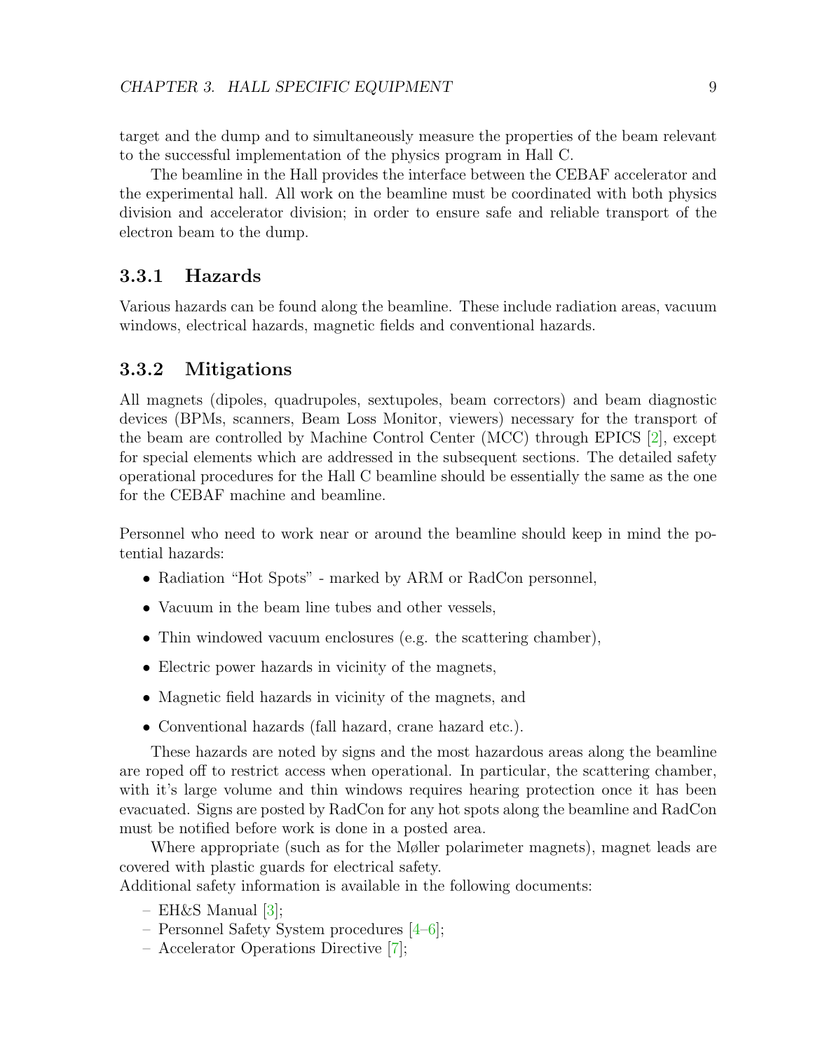target and the dump and to simultaneously measure the properties of the beam relevant to the successful implementation of the physics program in Hall C.

The beamline in the Hall provides the interface between the CEBAF accelerator and the experimental hall. All work on the beamline must be coordinated with both physics division and accelerator division; in order to ensure safe and reliable transport of the electron beam to the dump.

### 3.3.1 Hazards

Various hazards can be found along the beamline. These include radiation areas, vacuum windows, electrical hazards, magnetic fields and conventional hazards.

### 3.3.2 Mitigations

All magnets (dipoles, quadrupoles, sextupoles, beam correctors) and beam diagnostic devices (BPMs, scanners, Beam Loss Monitor, viewers) necessary for the transport of the beam are controlled by Machine Control Center (MCC) through EPICS [2], except for special elements which are addressed in the subsequent sections. The detailed safety operational procedures for the Hall C beamline should be essentially the same as the one for the CEBAF machine and beamline.

Personnel who need to work near or around the beamline should keep in mind the potential hazards:

- Radiation "Hot Spots" - marked by ARM or RadCon personnel,
- Vacuum in the beam line tubes and other vessels,
- Thin windowed vacuum enclosures (e.g. the scattering chamber),
- Electric power hazards in vicinity of the magnets,
- Magnetic field hazards in vicinity of the magnets, and
- Conventional hazards (fall hazard, crane hazard etc.).

These hazards are noted by signs and the most hazardous areas along the beamline are roped off to restrict access when operational. In particular, the scattering chamber, with it's large volume and thin windows requires hearing protection once it has been evacuated. Signs are posted by RadCon for any hot spots along the beamline and RadCon must be notified before work is done in a posted area.

Where appropriate (such as for the Møller polarimeter magnets), magnet leads are covered with plastic guards for electrical safety.

Additional safety information is available in the following documents:

- EH&S Manual [3];
- Personnel Safety System procedures [4–6];
- Accelerator Operations Directive [7];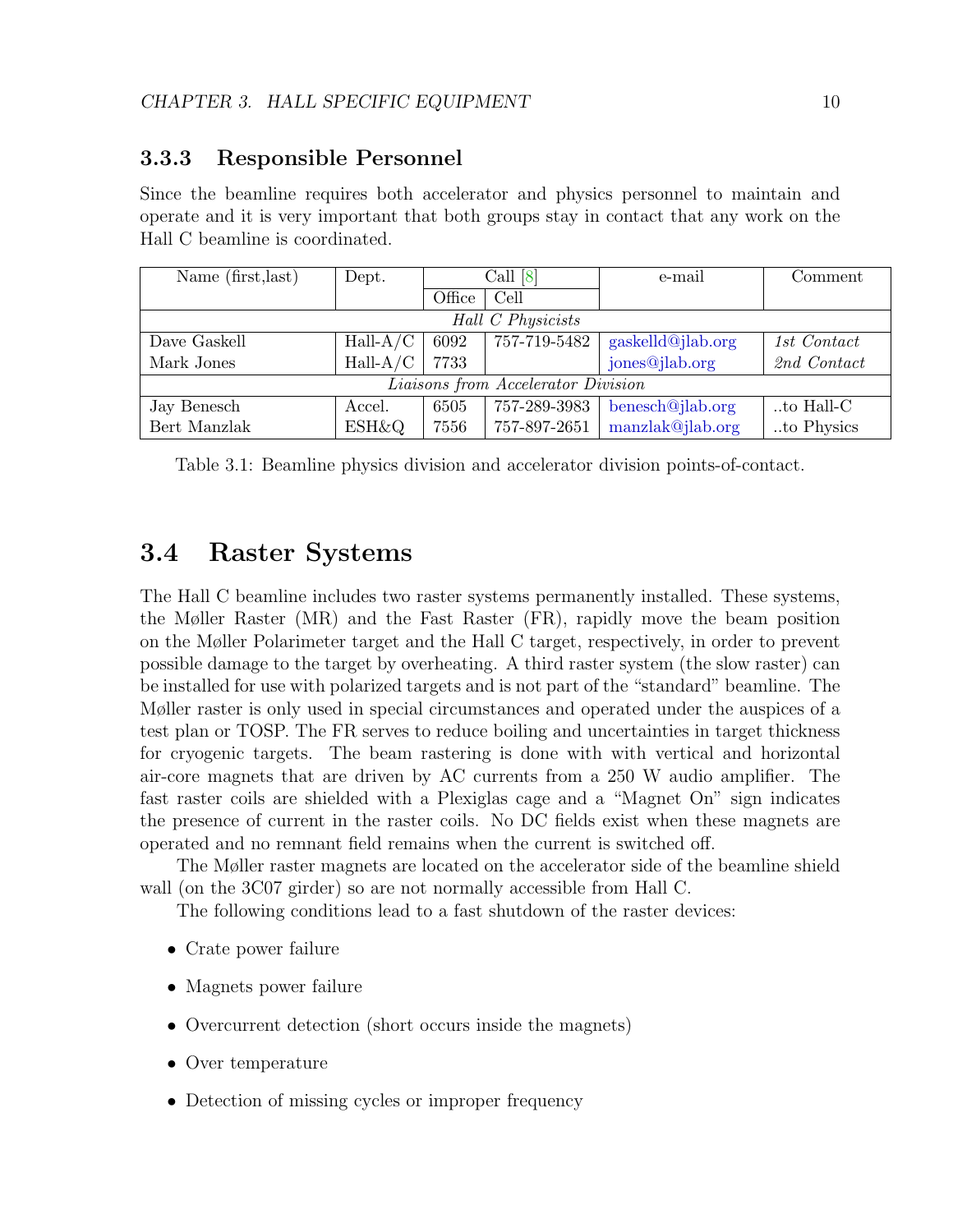### 3.3.3 Responsible Personnel

Since the beamline requires both accelerator and physics personnel to maintain and operate and it is very important that both groups stay in contact that any work on the Hall C beamline is coordinated.

| Name (first,last) | Dept. | Call [8] | | e-mail | Comment |
|---|---|---|---|---|---|
| | | Office | Cell | | |
| *Hall C Physicists* | | | | | |
| Dave Gaskell | Hall-A/C | 6092 | 757-719-5482 | gaskelld@jlab.org | *1st Contact* |
| Mark Jones | Hall-A/C | 7733 | | jones@jlab.org | *2nd Contact* |
| *Liaisons from Accelerator Division* | | | | | |
| Jay Benesch | Accel. | 6505 | 757-289-3983 | benesch@jlab.org | ..to Hall-C |
| Bert Manzlak | ESH&Q | 7556 | 757-897-2651 | manzlak@jlab.org | ..to Physics |

Table 3.1: Beamline physics division and accelerator division points-of-contact.

## 3.4 Raster Systems

The Hall C beamline includes two raster systems permanently installed. These systems, the Møller Raster (MR) and the Fast Raster (FR), rapidly move the beam position on the Møller Polarimeter target and the Hall C target, respectively, in order to prevent possible damage to the target by overheating. A third raster system (the slow raster) can be installed for use with polarized targets and is not part of the "standard" beamline. The Møller raster is only used in special circumstances and operated under the auspices of a test plan or TOSP. The FR serves to reduce boiling and uncertainties in target thickness for cryogenic targets. The beam rastering is done with with vertical and horizontal air-core magnets that are driven by AC currents from a 250 W audio amplifier. The fast raster coils are shielded with a Plexiglas cage and a "Magnet On" sign indicates the presence of current in the raster coils. No DC fields exist when these magnets are operated and no remnant field remains when the current is switched off.

The Møller raster magnets are located on the accelerator side of the beamline shield wall (on the 3C07 girder) so are not normally accessible from Hall C.

The following conditions lead to a fast shutdown of the raster devices:

- Crate power failure
- Magnets power failure
- Overcurrent detection (short occurs inside the magnets)
- Over temperature
- Detection of missing cycles or improper frequency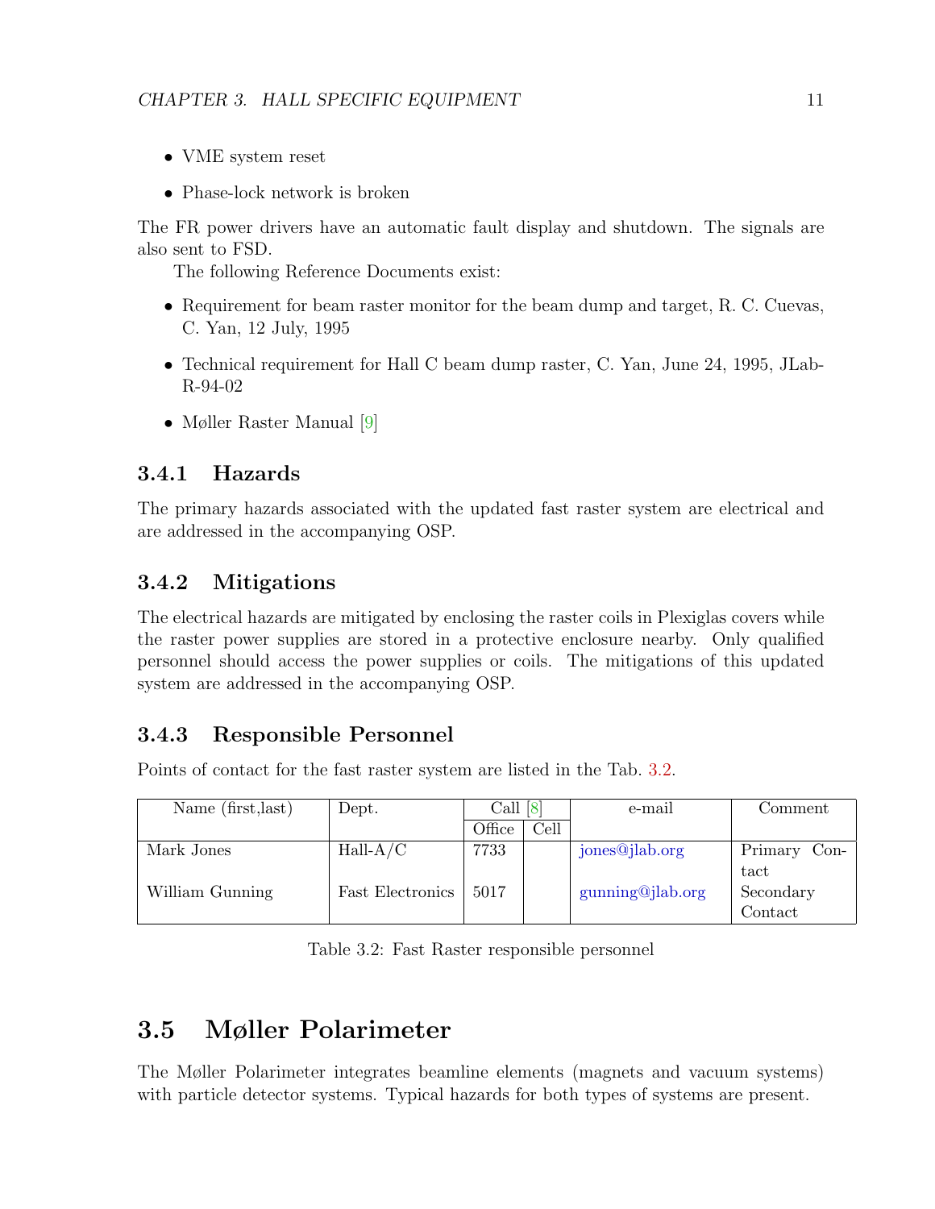- VME system reset
- Phase-lock network is broken

The FR power drivers have an automatic fault display and shutdown. The signals are also sent to FSD.

The following Reference Documents exist:

- Requirement for beam raster monitor for the beam dump and target, R. C. Cuevas, C. Yan, 12 July, 1995
- Technical requirement for Hall C beam dump raster, C. Yan, June 24, 1995, JLab-R-94-02
- Møller Raster Manual [9]

### 3.4.1 Hazards

The primary hazards associated with the updated fast raster system are electrical and are addressed in the accompanying OSP.

### 3.4.2 Mitigations

The electrical hazards are mitigated by enclosing the raster coils in Plexiglas covers while the raster power supplies are stored in a protective enclosure nearby. Only qualified personnel should access the power supplies or coils. The mitigations of this updated system are addressed in the accompanying OSP.

### 3.4.3 Responsible Personnel

Points of contact for the fast raster system are listed in the Tab. 3.2.

| Name (first,last) | Dept. | Call [8] | | e-mail | Comment |
|---|---|---|---|---|---|
| | | Office | Cell | | |
| Mark Jones | Hall-A/C | 7733 | | jones@jlab.org | Primary Contact |
| William Gunning | Fast Electronics | 5017 | | gunning@jlab.org | Secondary Contact |

Table 3.2: Fast Raster responsible personnel

## 3.5 Møller Polarimeter

The Møller Polarimeter integrates beamline elements (magnets and vacuum systems) with particle detector systems. Typical hazards for both types of systems are present.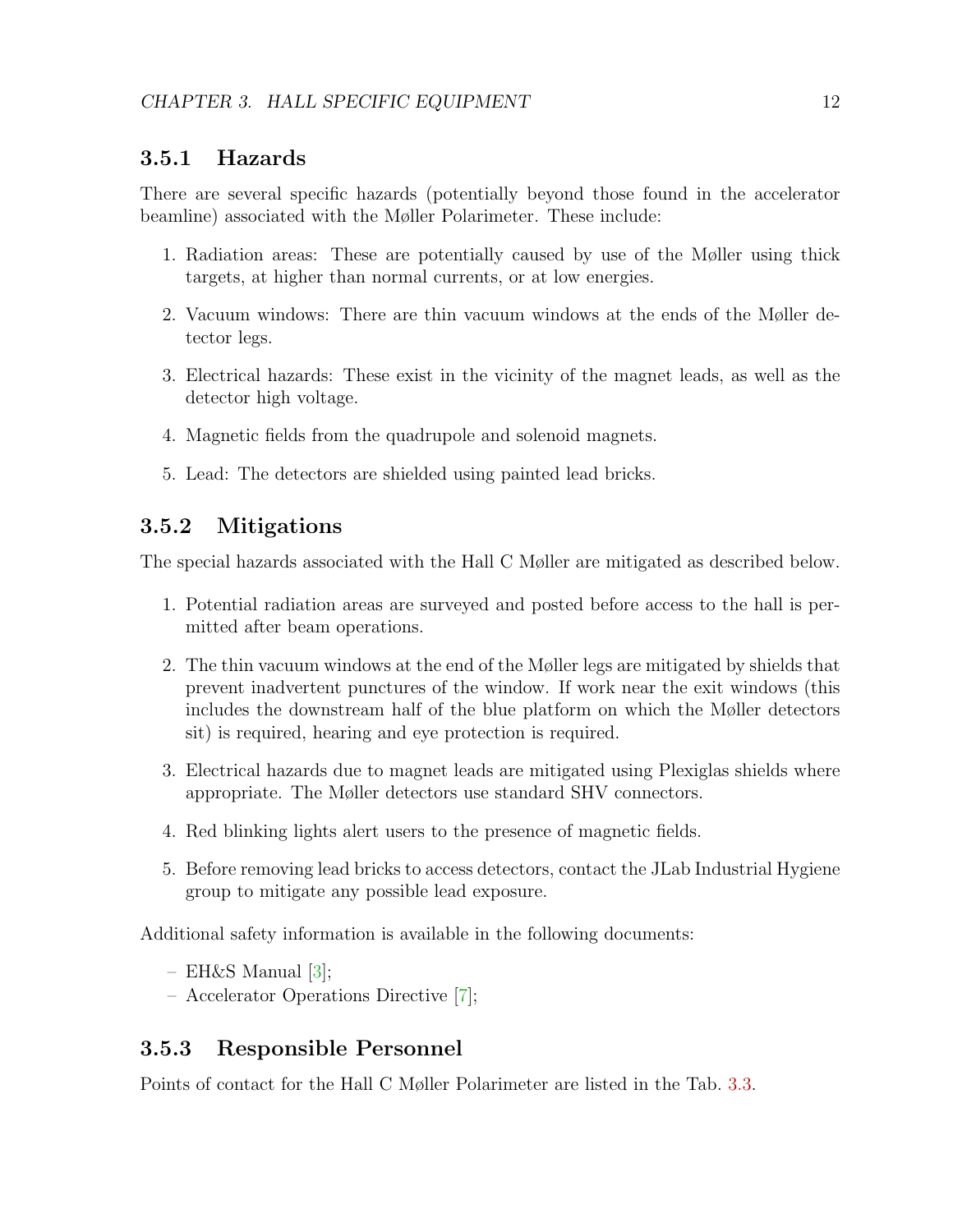### 3.5.1 Hazards

There are several specific hazards (potentially beyond those found in the accelerator beamline) associated with the Møller Polarimeter. These include:

1. Radiation areas: These are potentially caused by use of the Møller using thick targets, at higher than normal currents, or at low energies.
2. Vacuum windows: There are thin vacuum windows at the ends of the Møller detector legs.
3. Electrical hazards: These exist in the vicinity of the magnet leads, as well as the detector high voltage.
4. Magnetic fields from the quadrupole and solenoid magnets.
5. Lead: The detectors are shielded using painted lead bricks.

### 3.5.2 Mitigations

The special hazards associated with the Hall C Møller are mitigated as described below.

1. Potential radiation areas are surveyed and posted before access to the hall is permitted after beam operations.
2. The thin vacuum windows at the end of the Møller legs are mitigated by shields that prevent inadvertent punctures of the window. If work near the exit windows (this includes the downstream half of the blue platform on which the Møller detectors sit) is required, hearing and eye protection is required.
3. Electrical hazards due to magnet leads are mitigated using Plexiglas shields where appropriate. The Møller detectors use standard SHV connectors.
4. Red blinking lights alert users to the presence of magnetic fields.
5. Before removing lead bricks to access detectors, contact the JLab Industrial Hygiene group to mitigate any possible lead exposure.

Additional safety information is available in the following documents:

– EH&S Manual [3];
– Accelerator Operations Directive [7];

### 3.5.3 Responsible Personnel

Points of contact for the Hall C Møller Polarimeter are listed in the Tab. 3.3.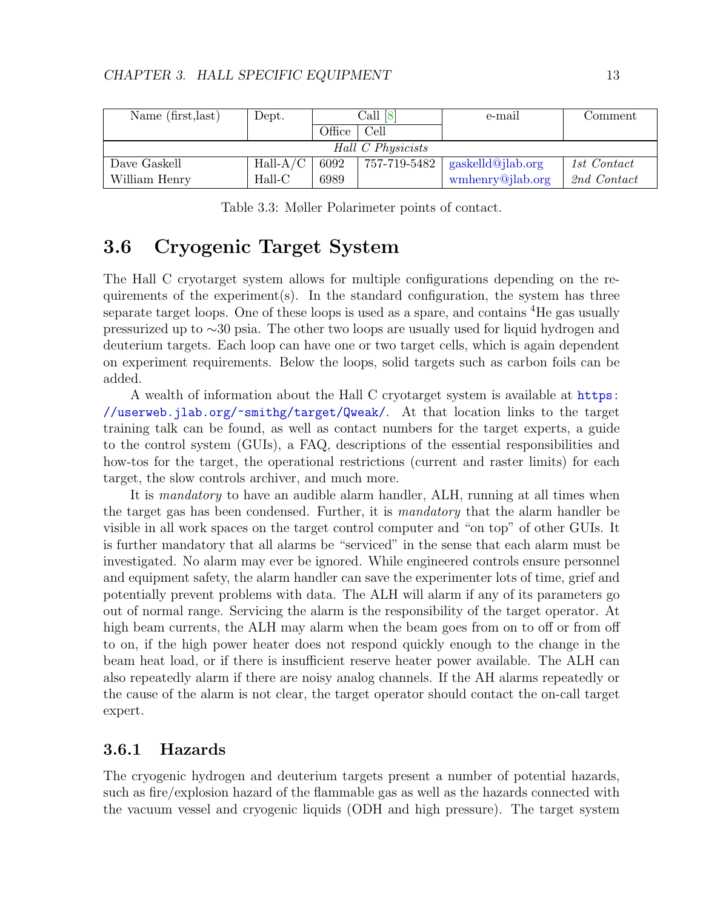| Name (first,last) | Dept. | Call [8] | | e-mail | Comment |
|---|---|---|---|---|---|
| | | Office | Cell | | |
| *Hall C Physicists* | | | | | |
| Dave Gaskell | Hall-A/C | 6092 | 757-719-5482 | gaskelld@jlab.org | *1st Contact* |
| William Henry | Hall-C | 6989 | | wmhenry@jlab.org | *2nd Contact* |

Table 3.3: Møller Polarimeter points of contact.

## 3.6 Cryogenic Target System

The Hall C cryotarget system allows for multiple configurations depending on the requirements of the experiment(s). In the standard configuration, the system has three separate target loops. One of these loops is used as a spare, and contains $^4$He gas usually pressurized up to ∼30 psia. The other two loops are usually used for liquid hydrogen and deuterium targets. Each loop can have one or two target cells, which is again dependent on experiment requirements. Below the loops, solid targets such as carbon foils can be added.

A wealth of information about the Hall C cryotarget system is available at https://userweb.jlab.org/~smithg/target/Qweak/. At that location links to the target training talk can be found, as well as contact numbers for the target experts, a guide to the control system (GUIs), a FAQ, descriptions of the essential responsibilities and how-tos for the target, the operational restrictions (current and raster limits) for each target, the slow controls archiver, and much more.

It is *mandatory* to have an audible alarm handler, ALH, running at all times when the target gas has been condensed. Further, it is *mandatory* that the alarm handler be visible in all work spaces on the target control computer and "on top" of other GUIs. It is further mandatory that all alarms be "serviced" in the sense that each alarm must be investigated. No alarm may ever be ignored. While engineered controls ensure personnel and equipment safety, the alarm handler can save the experimenter lots of time, grief and potentially prevent problems with data. The ALH will alarm if any of its parameters go out of normal range. Servicing the alarm is the responsibility of the target operator. At high beam currents, the ALH may alarm when the beam goes from on to off or from off to on, if the high power heater does not respond quickly enough to the change in the beam heat load, or if there is insufficient reserve heater power available. The ALH can also repeatedly alarm if there are noisy analog channels. If the AH alarms repeatedly or the cause of the alarm is not clear, the target operator should contact the on-call target expert.

### 3.6.1 Hazards

The cryogenic hydrogen and deuterium targets present a number of potential hazards, such as fire/explosion hazard of the flammable gas as well as the hazards connected with the vacuum vessel and cryogenic liquids (ODH and high pressure). The target system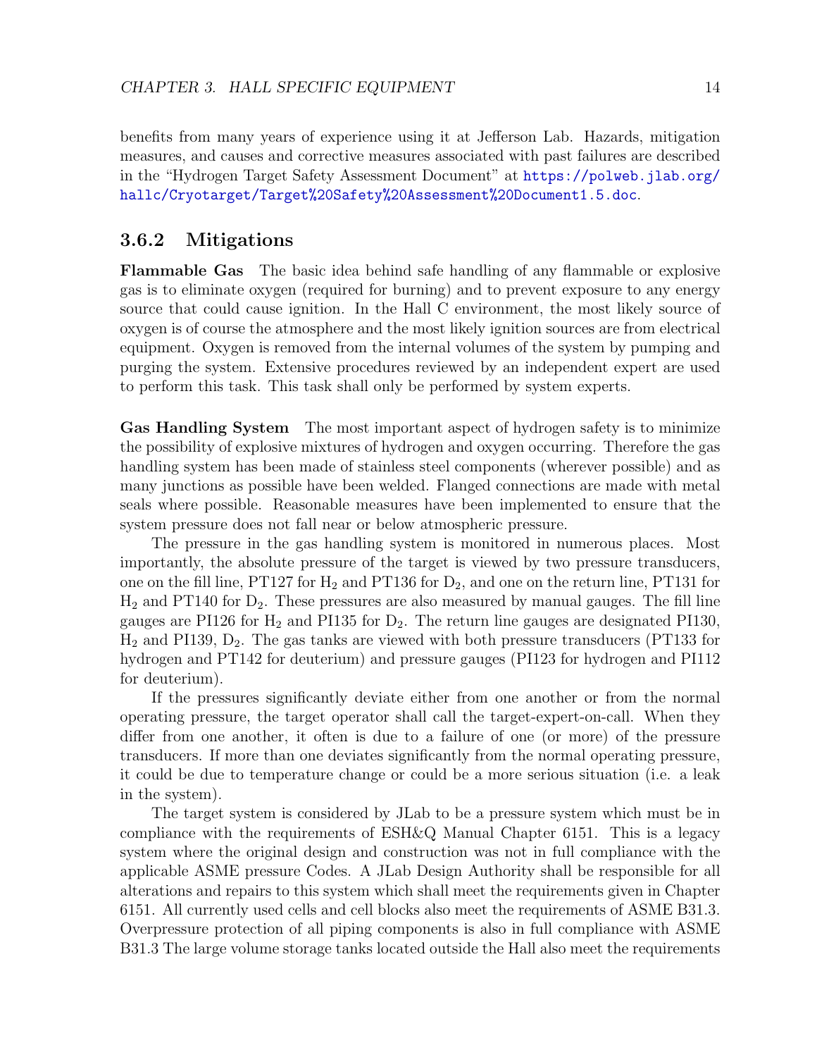benefits from many years of experience using it at Jefferson Lab. Hazards, mitigation measures, and causes and corrective measures associated with past failures are described in the "Hydrogen Target Safety Assessment Document" at https://polweb.jlab.org/hallc/Cryotarget/Target%20Safety%20Assessment%20Document1.5.doc.

### 3.6.2 Mitigations

**Flammable Gas** The basic idea behind safe handling of any flammable or explosive gas is to eliminate oxygen (required for burning) and to prevent exposure to any energy source that could cause ignition. In the Hall C environment, the most likely source of oxygen is of course the atmosphere and the most likely ignition sources are from electrical equipment. Oxygen is removed from the internal volumes of the system by pumping and purging the system. Extensive procedures reviewed by an independent expert are used to perform this task. This task shall only be performed by system experts.

**Gas Handling System** The most important aspect of hydrogen safety is to minimize the possibility of explosive mixtures of hydrogen and oxygen occurring. Therefore the gas handling system has been made of stainless steel components (wherever possible) and as many junctions as possible have been welded. Flanged connections are made with metal seals where possible. Reasonable measures have been implemented to ensure that the system pressure does not fall near or below atmospheric pressure.

The pressure in the gas handling system is monitored in numerous places. Most importantly, the absolute pressure of the target is viewed by two pressure transducers, one on the fill line, PT127 for $H_2$ and PT136 for $D_2$, and one on the return line, PT131 for $H_2$ and PT140 for $D_2$. These pressures are also measured by manual gauges. The fill line gauges are PI126 for $H_2$ and PI135 for $D_2$. The return line gauges are designated PI130, $H_2$ and PI139, $D_2$. The gas tanks are viewed with both pressure transducers (PT133 for hydrogen and PT142 for deuterium) and pressure gauges (PI123 for hydrogen and PI112 for deuterium).

If the pressures significantly deviate either from one another or from the normal operating pressure, the target operator shall call the target-expert-on-call. When they differ from one another, it often is due to a failure of one (or more) of the pressure transducers. If more than one deviates significantly from the normal operating pressure, it could be due to temperature change or could be a more serious situation (i.e. a leak in the system).

The target system is considered by JLab to be a pressure system which must be in compliance with the requirements of ESH&Q Manual Chapter 6151. This is a legacy system where the original design and construction was not in full compliance with the applicable ASME pressure Codes. A JLab Design Authority shall be responsible for all alterations and repairs to this system which shall meet the requirements given in Chapter 6151. All currently used cells and cell blocks also meet the requirements of ASME B31.3. Overpressure protection of all piping components is also in full compliance with ASME B31.3 The large volume storage tanks located outside the Hall also meet the requirements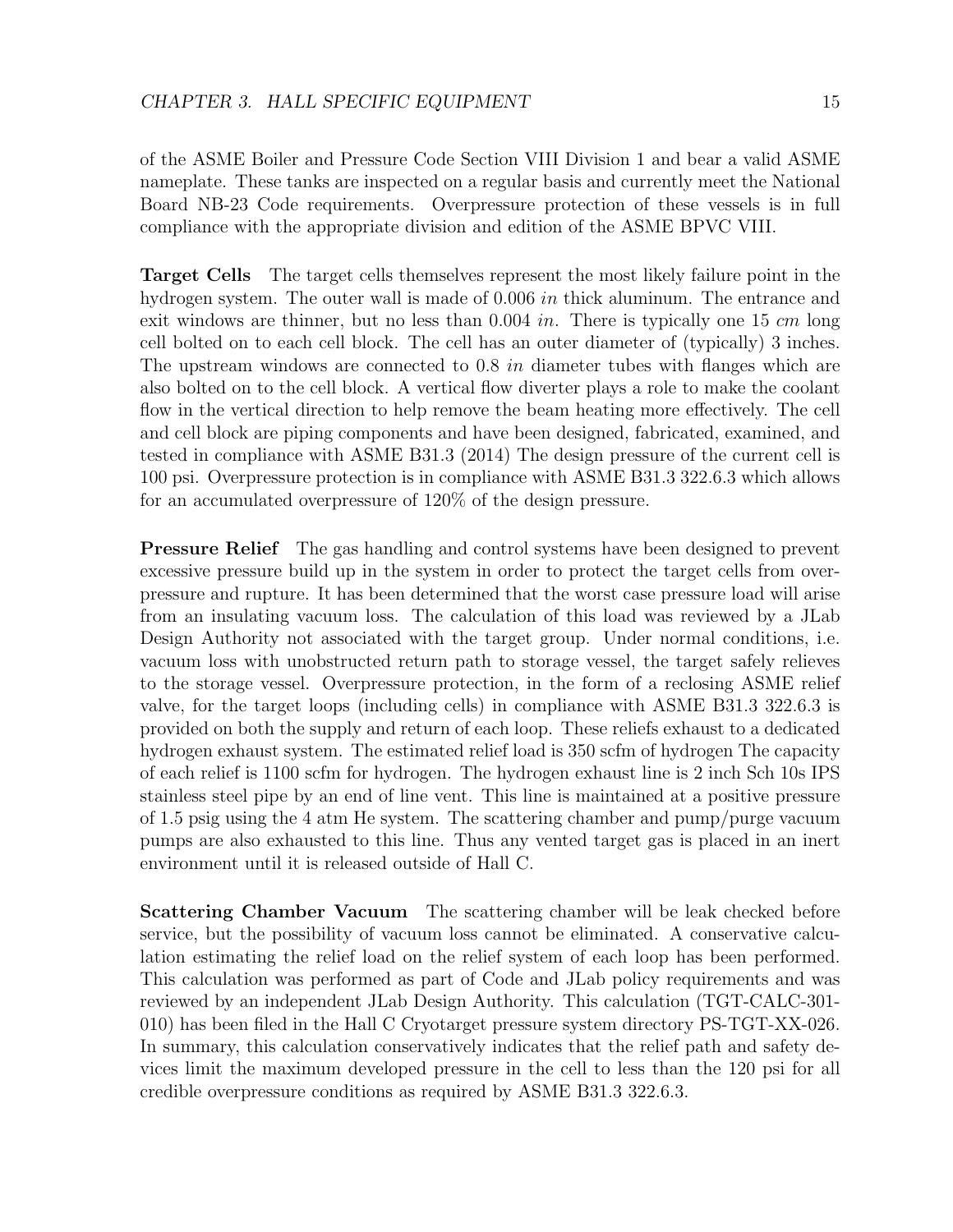of the ASME Boiler and Pressure Code Section VIII Division 1 and bear a valid ASME nameplate. These tanks are inspected on a regular basis and currently meet the National Board NB-23 Code requirements. Overpressure protection of these vessels is in full compliance with the appropriate division and edition of the ASME BPVC VIII.

**Target Cells** The target cells themselves represent the most likely failure point in the hydrogen system. The outer wall is made of 0.006 *in* thick aluminum. The entrance and exit windows are thinner, but no less than 0.004 *in*. There is typically one 15 *cm* long cell bolted on to each cell block. The cell has an outer diameter of (typically) 3 inches. The upstream windows are connected to 0.8 *in* diameter tubes with flanges which are also bolted on to the cell block. A vertical flow diverter plays a role to make the coolant flow in the vertical direction to help remove the beam heating more effectively. The cell and cell block are piping components and have been designed, fabricated, examined, and tested in compliance with ASME B31.3 (2014) The design pressure of the current cell is 100 psi. Overpressure protection is in compliance with ASME B31.3 322.6.3 which allows for an accumulated overpressure of 120% of the design pressure.

**Pressure Relief** The gas handling and control systems have been designed to prevent excessive pressure build up in the system in order to protect the target cells from overpressure and rupture. It has been determined that the worst case pressure load will arise from an insulating vacuum loss. The calculation of this load was reviewed by a JLab Design Authority not associated with the target group. Under normal conditions, i.e. vacuum loss with unobstructed return path to storage vessel, the target safely relieves to the storage vessel. Overpressure protection, in the form of a reclosing ASME relief valve, for the target loops (including cells) in compliance with ASME B31.3 322.6.3 is provided on both the supply and return of each loop. These reliefs exhaust to a dedicated hydrogen exhaust system. The estimated relief load is 350 scfm of hydrogen The capacity of each relief is 1100 scfm for hydrogen. The hydrogen exhaust line is 2 inch Sch 10s IPS stainless steel pipe by an end of line vent. This line is maintained at a positive pressure of 1.5 psig using the 4 atm He system. The scattering chamber and pump/purge vacuum pumps are also exhausted to this line. Thus any vented target gas is placed in an inert environment until it is released outside of Hall C.

**Scattering Chamber Vacuum** The scattering chamber will be leak checked before service, but the possibility of vacuum loss cannot be eliminated. A conservative calculation estimating the relief load on the relief system of each loop has been performed. This calculation was performed as part of Code and JLab policy requirements and was reviewed by an independent JLab Design Authority. This calculation (TGT-CALC-301-010) has been filed in the Hall C Cryotarget pressure system directory PS-TGT-XX-026. In summary, this calculation conservatively indicates that the relief path and safety devices limit the maximum developed pressure in the cell to less than the 120 psi for all credible overpressure conditions as required by ASME B31.3 322.6.3.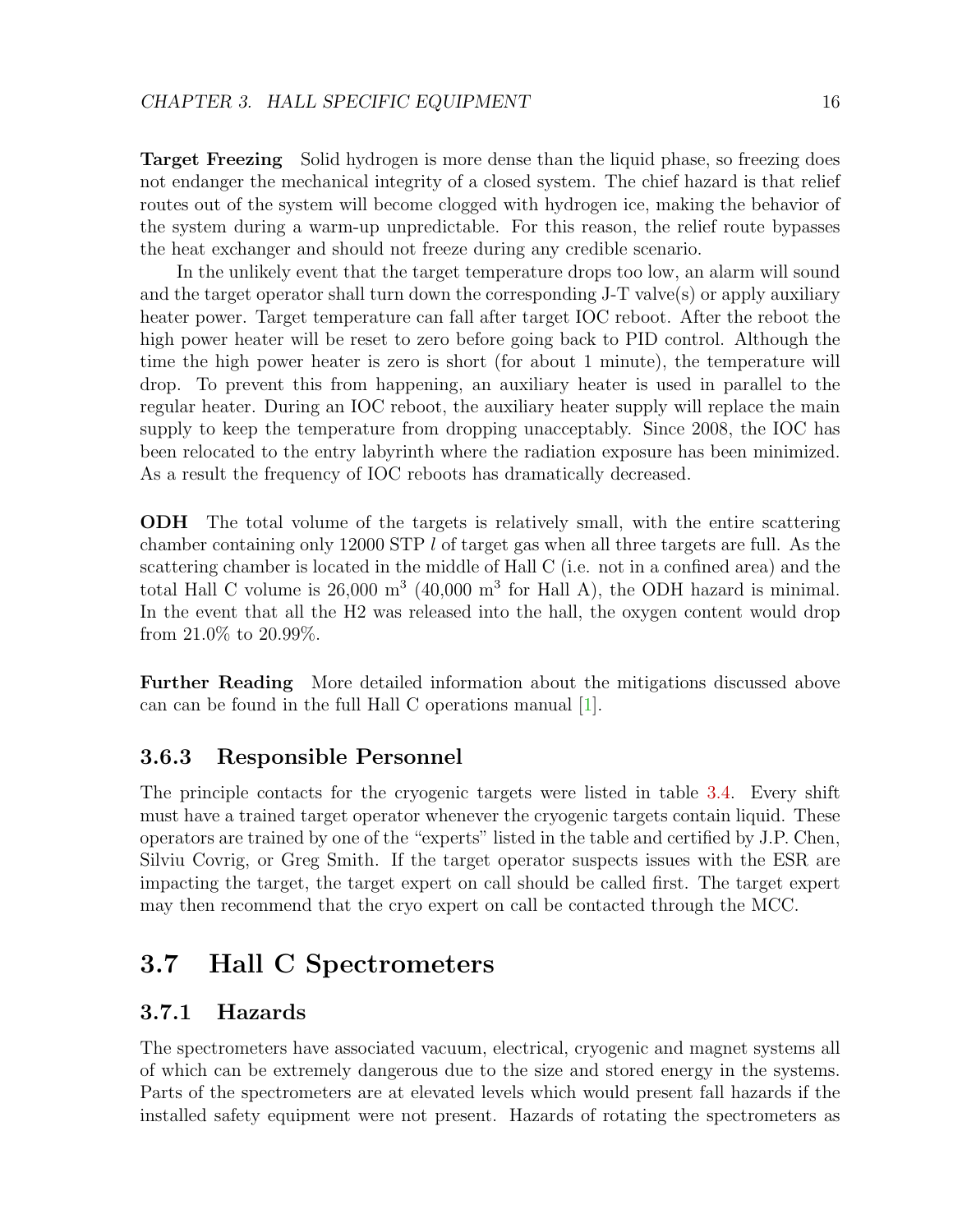**Target Freezing** Solid hydrogen is more dense than the liquid phase, so freezing does not endanger the mechanical integrity of a closed system. The chief hazard is that relief routes out of the system will become clogged with hydrogen ice, making the behavior of the system during a warm-up unpredictable. For this reason, the relief route bypasses the heat exchanger and should not freeze during any credible scenario.

In the unlikely event that the target temperature drops too low, an alarm will sound and the target operator shall turn down the corresponding J-T valve(s) or apply auxiliary heater power. Target temperature can fall after target IOC reboot. After the reboot the high power heater will be reset to zero before going back to PID control. Although the time the high power heater is zero is short (for about 1 minute), the temperature will drop. To prevent this from happening, an auxiliary heater is used in parallel to the regular heater. During an IOC reboot, the auxiliary heater supply will replace the main supply to keep the temperature from dropping unacceptably. Since 2008, the IOC has been relocated to the entry labyrinth where the radiation exposure has been minimized. As a result the frequency of IOC reboots has dramatically decreased.

**ODH** The total volume of the targets is relatively small, with the entire scattering chamber containing only 12000 STP $l$ of target gas when all three targets are full. As the scattering chamber is located in the middle of Hall C (i.e. not in a confined area) and the total Hall C volume is 26,000 m$^3$ (40,000 m$^3$ for Hall A), the ODH hazard is minimal. In the event that all the H2 was released into the hall, the oxygen content would drop from 21.0% to 20.99%.

**Further Reading** More detailed information about the mitigations discussed above can can be found in the full Hall C operations manual [1].

### 3.6.3 Responsible Personnel

The principle contacts for the cryogenic targets were listed in table 3.4. Every shift must have a trained target operator whenever the cryogenic targets contain liquid. These operators are trained by one of the "experts" listed in the table and certified by J.P. Chen, Silviu Covrig, or Greg Smith. If the target operator suspects issues with the ESR are impacting the target, the target expert on call should be called first. The target expert may then recommend that the cryo expert on call be contacted through the MCC.

## 3.7 Hall C Spectrometers

### 3.7.1 Hazards

The spectrometers have associated vacuum, electrical, cryogenic and magnet systems all of which can be extremely dangerous due to the size and stored energy in the systems. Parts of the spectrometers are at elevated levels which would present fall hazards if the installed safety equipment were not present. Hazards of rotating the spectrometers as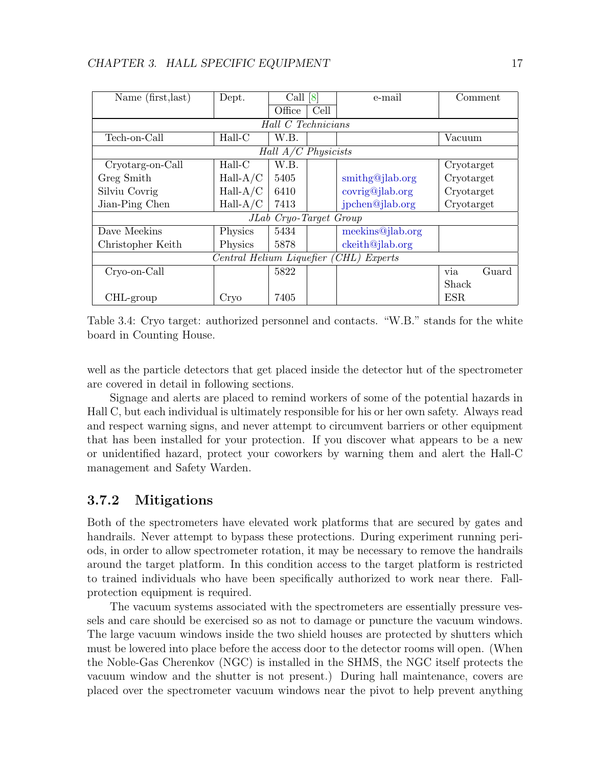| Name (first,last) | Dept. | Call [8] | | e-mail | Comment |
|---|---|---|---|---|---|
| | | Office | Cell | | |
| *Hall C Technicians* | | | | | |
| Tech-on-Call | Hall-C | W.B. | | | Vacuum |
| *Hall A/C Physicists* | | | | | |
| Cryotarg-on-Call | Hall-C | W.B. | | | Cryotarget |
| Greg Smith | Hall-A/C | 5405 | | smithg@jlab.org | Cryotarget |
| Silviu Covrig | Hall-A/C | 6410 | | covrig@jlab.org | Cryotarget |
| Jian-Ping Chen | Hall-A/C | 7413 | | jpchen@jlab.org | Cryotarget |
| *JLab Cryo-Target Group* | | | | | |
| Dave Meekins | Physics | 5434 | | meekins@jlab.org | |
| Christopher Keith | Physics | 5878 | | ckeith@jlab.org | |
| *Central Helium Liquefier (CHL) Experts* | | | | | |
| Cryo-on-Call | | 5822 | | | via Guard Shack |
| CHL-group | Cryo | 7405 | | | ESR |

Table 3.4: Cryo target: authorized personnel and contacts. "W.B." stands for the white board in Counting House.

well as the particle detectors that get placed inside the detector hut of the spectrometer are covered in detail in following sections.

Signage and alerts are placed to remind workers of some of the potential hazards in Hall C, but each individual is ultimately responsible for his or her own safety. Always read and respect warning signs, and never attempt to circumvent barriers or other equipment that has been installed for your protection. If you discover what appears to be a new or unidentified hazard, protect your coworkers by warning them and alert the Hall-C management and Safety Warden.

### 3.7.2 Mitigations

Both of the spectrometers have elevated work platforms that are secured by gates and handrails. Never attempt to bypass these protections. During experiment running periods, in order to allow spectrometer rotation, it may be necessary to remove the handrails around the target platform. In this condition access to the target platform is restricted to trained individuals who have been specifically authorized to work near there. Fall-protection equipment is required.

The vacuum systems associated with the spectrometers are essentially pressure vessels and care should be exercised so as not to damage or puncture the vacuum windows. The large vacuum windows inside the two shield houses are protected by shutters which must be lowered into place before the access door to the detector rooms will open. (When the Noble-Gas Cherenkov (NGC) is installed in the SHMS, the NGC itself protects the vacuum window and the shutter is not present.) During hall maintenance, covers are placed over the spectrometer vacuum windows near the pivot to help prevent anything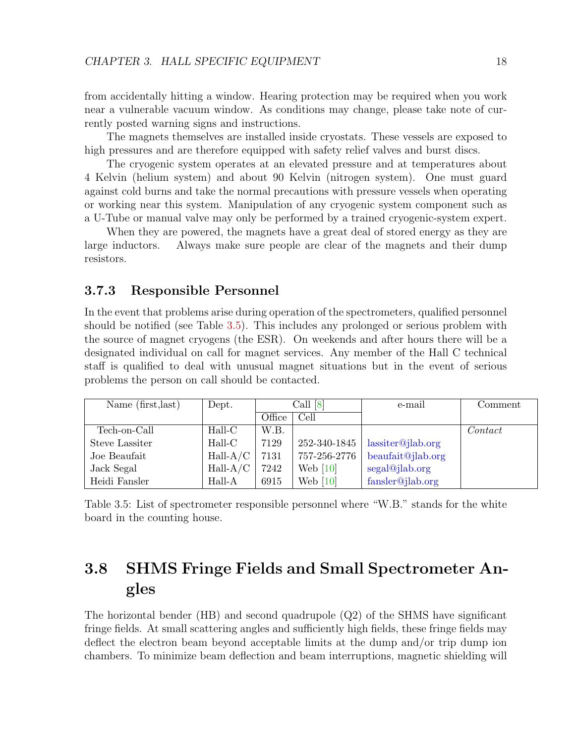from accidentally hitting a window. Hearing protection may be required when you work near a vulnerable vacuum window. As conditions may change, please take note of currently posted warning signs and instructions.

The magnets themselves are installed inside cryostats. These vessels are exposed to high pressures and are therefore equipped with safety relief valves and burst discs.

The cryogenic system operates at an elevated pressure and at temperatures about 4 Kelvin (helium system) and about 90 Kelvin (nitrogen system). One must guard against cold burns and take the normal precautions with pressure vessels when operating or working near this system. Manipulation of any cryogenic system component such as a U-Tube or manual valve may only be performed by a trained cryogenic-system expert.

When they are powered, the magnets have a great deal of stored energy as they are large inductors. Always make sure people are clear of the magnets and their dump resistors.

### 3.7.3 Responsible Personnel

In the event that problems arise during operation of the spectrometers, qualified personnel should be notified (see Table 3.5). This includes any prolonged or serious problem with the source of magnet cryogens (the ESR). On weekends and after hours there will be a designated individual on call for magnet services. Any member of the Hall C technical staff is qualified to deal with unusual magnet situations but in the event of serious problems the person on call should be contacted.

| Name (first,last) | Dept. | Call [8] | | e-mail | Comment |
|---|---|---|---|---|---|
| | | Office | Cell | | |
| Tech-on-Call | Hall-C | W.B. | | | *Contact* |
| Steve Lassiter | Hall-C | 7129 | 252-340-1845 | lassiter@jlab.org | |
| Joe Beaufait | Hall-A/C | 7131 | 757-256-2776 | beaufait@jlab.org | |
| Jack Segal | Hall-A/C | 7242 | Web [10] | segal@jlab.org | |
| Heidi Fansler | Hall-A | 6915 | Web [10] | fansler@jlab.org | |

Table 3.5: List of spectrometer responsible personnel where "W.B." stands for the white board in the counting house.

## 3.8 SHMS Fringe Fields and Small Spectrometer Angles

The horizontal bender (HB) and second quadrupole (Q2) of the SHMS have significant fringe fields. At small scattering angles and sufficiently high fields, these fringe fields may deflect the electron beam beyond acceptable limits at the dump and/or trip dump ion chambers. To minimize beam deflection and beam interruptions, magnetic shielding will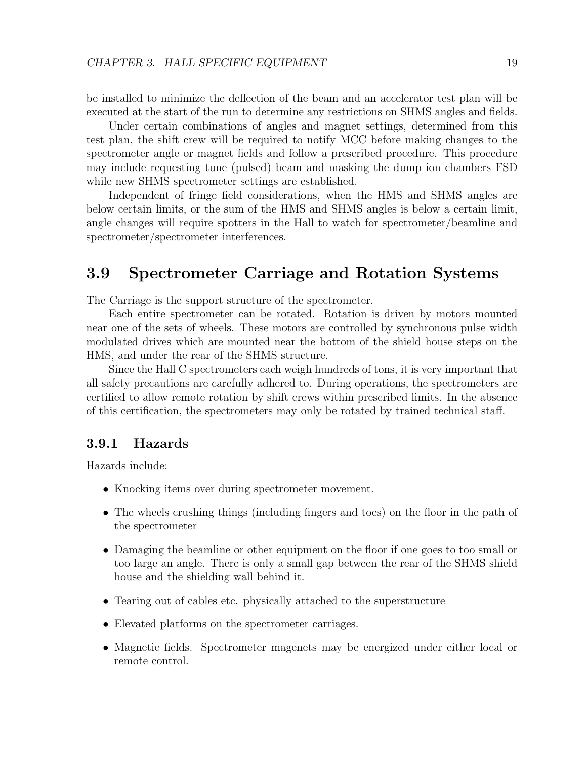be installed to minimize the deflection of the beam and an accelerator test plan will be executed at the start of the run to determine any restrictions on SHMS angles and fields.

Under certain combinations of angles and magnet settings, determined from this test plan, the shift crew will be required to notify MCC before making changes to the spectrometer angle or magnet fields and follow a prescribed procedure. This procedure may include requesting tune (pulsed) beam and masking the dump ion chambers FSD while new SHMS spectrometer settings are established.

Independent of fringe field considerations, when the HMS and SHMS angles are below certain limits, or the sum of the HMS and SHMS angles is below a certain limit, angle changes will require spotters in the Hall to watch for spectrometer/beamline and spectrometer/spectrometer interferences.

## 3.9 Spectrometer Carriage and Rotation Systems

The Carriage is the support structure of the spectrometer.

Each entire spectrometer can be rotated. Rotation is driven by motors mounted near one of the sets of wheels. These motors are controlled by synchronous pulse width modulated drives which are mounted near the bottom of the shield house steps on the HMS, and under the rear of the SHMS structure.

Since the Hall C spectrometers each weigh hundreds of tons, it is very important that all safety precautions are carefully adhered to. During operations, the spectrometers are certified to allow remote rotation by shift crews within prescribed limits. In the absence of this certification, the spectrometers may only be rotated by trained technical staff.

### 3.9.1 Hazards

Hazards include:

- Knocking items over during spectrometer movement.
- The wheels crushing things (including fingers and toes) on the floor in the path of the spectrometer
- Damaging the beamline or other equipment on the floor if one goes to too small or too large an angle. There is only a small gap between the rear of the SHMS shield house and the shielding wall behind it.
- Tearing out of cables etc. physically attached to the superstructure
- Elevated platforms on the spectrometer carriages.
- Magnetic fields. Spectrometer magenets may be energized under either local or remote control.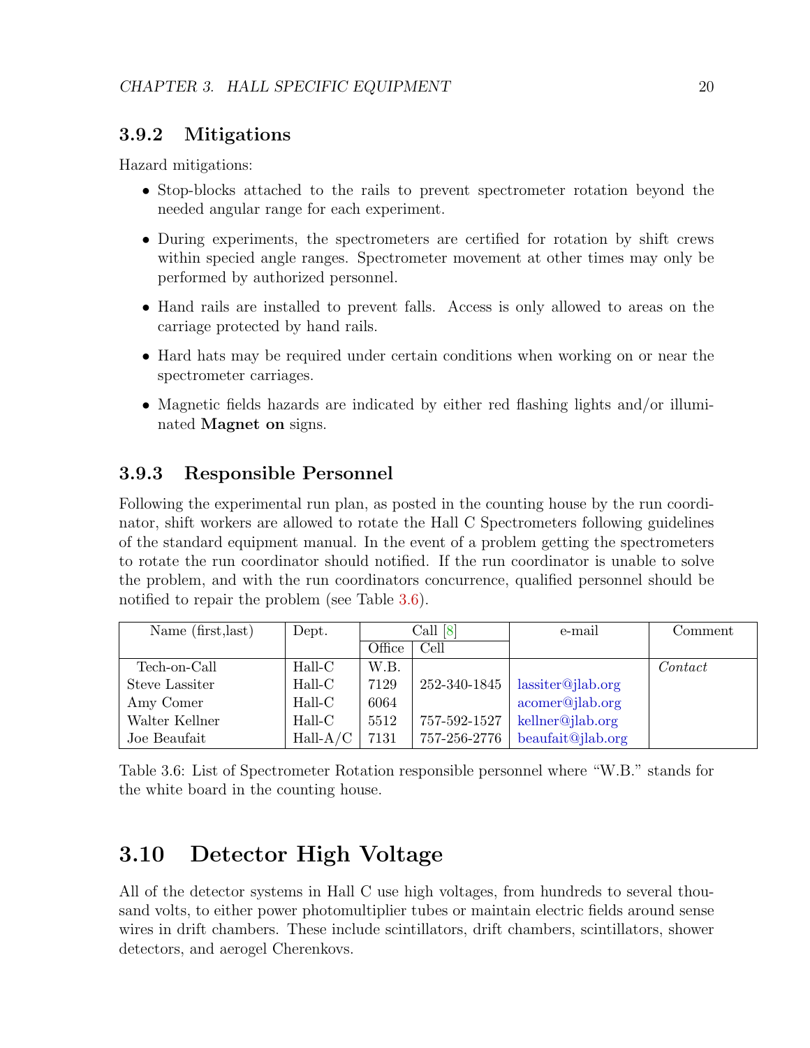### 3.9.2 Mitigations

Hazard mitigations:

- Stop-blocks attached to the rails to prevent spectrometer rotation beyond the needed angular range for each experiment.
- During experiments, the spectrometers are certified for rotation by shift crews within specied angle ranges. Spectrometer movement at other times may only be performed by authorized personnel.
- Hand rails are installed to prevent falls. Access is only allowed to areas on the carriage protected by hand rails.
- Hard hats may be required under certain conditions when working on or near the spectrometer carriages.
- Magnetic fields hazards are indicated by either red flashing lights and/or illuminated **Magnet on** signs.

### 3.9.3 Responsible Personnel

Following the experimental run plan, as posted in the counting house by the run coordinator, shift workers are allowed to rotate the Hall C Spectrometers following guidelines of the standard equipment manual. In the event of a problem getting the spectrometers to rotate the run coordinator should notified. If the run coordinator is unable to solve the problem, and with the run coordinators concurrence, qualified personnel should be notified to repair the problem (see Table 3.6).

| Name (first,last) | Dept. | Call [8] | | e-mail | Comment |
|---|---|---|---|---|---|
| | | Office | Cell | | |
| Tech-on-Call | Hall-C | W.B. | | | *Contact* |
| Steve Lassiter | Hall-C | 7129 | 252-340-1845 | lassiter@jlab.org | |
| Amy Comer | Hall-C | 6064 | | acomer@jlab.org | |
| Walter Kellner | Hall-C | 5512 | 757-592-1527 | kellner@jlab.org | |
| Joe Beaufait | Hall-A/C | 7131 | 757-256-2776 | beaufait@jlab.org | |

Table 3.6: List of Spectrometer Rotation responsible personnel where "W.B." stands for the white board in the counting house.

## 3.10 Detector High Voltage

All of the detector systems in Hall C use high voltages, from hundreds to several thousand volts, to either power photomultiplier tubes or maintain electric fields around sense wires in drift chambers. These include scintillators, drift chambers, scintillators, shower detectors, and aerogel Cherenkovs.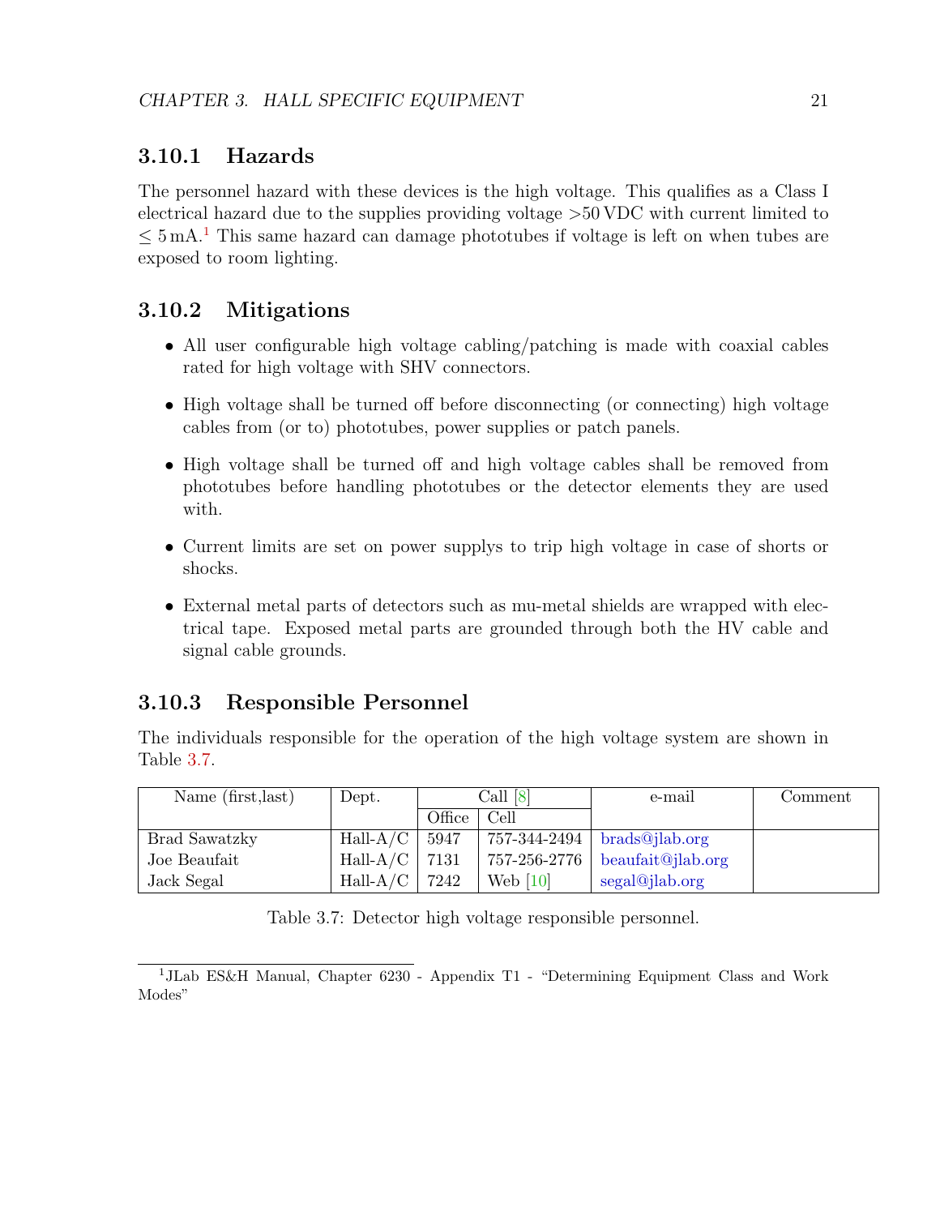### 3.10.1 Hazards

The personnel hazard with these devices is the high voltage. This qualifies as a Class I electrical hazard due to the supplies providing voltage >50 VDC with current limited to ≤ 5 mA.[1] This same hazard can damage phototubes if voltage is left on when tubes are exposed to room lighting.

### 3.10.2 Mitigations

- All user configurable high voltage cabling/patching is made with coaxial cables rated for high voltage with SHV connectors.
- High voltage shall be turned off before disconnecting (or connecting) high voltage cables from (or to) phototubes, power supplies or patch panels.
- High voltage shall be turned off and high voltage cables shall be removed from phototubes before handling phototubes or the detector elements they are used with.
- Current limits are set on power supplys to trip high voltage in case of shorts or shocks.
- External metal parts of detectors such as mu-metal shields are wrapped with electrical tape. Exposed metal parts are grounded through both the HV cable and signal cable grounds.

### 3.10.3 Responsible Personnel

The individuals responsible for the operation of the high voltage system are shown in Table 3.7.

| Name (first,last) | Dept. | Call [8] | | e-mail | Comment |
|---|---|---|---|---|---|
| | | Office | Cell | | |
| Brad Sawatzky | Hall-A/C | 5947 | 757-344-2494 | brads@jlab.org | |
| Joe Beaufait | Hall-A/C | 7131 | 757-256-2776 | beaufait@jlab.org | |
| Jack Segal | Hall-A/C | 7242 | Web [10] | segal@jlab.org | |

Table 3.7: Detector high voltage responsible personnel.

[1] JLab ES&H Manual, Chapter 6230 - Appendix T1 - "Determining Equipment Class and Work Modes"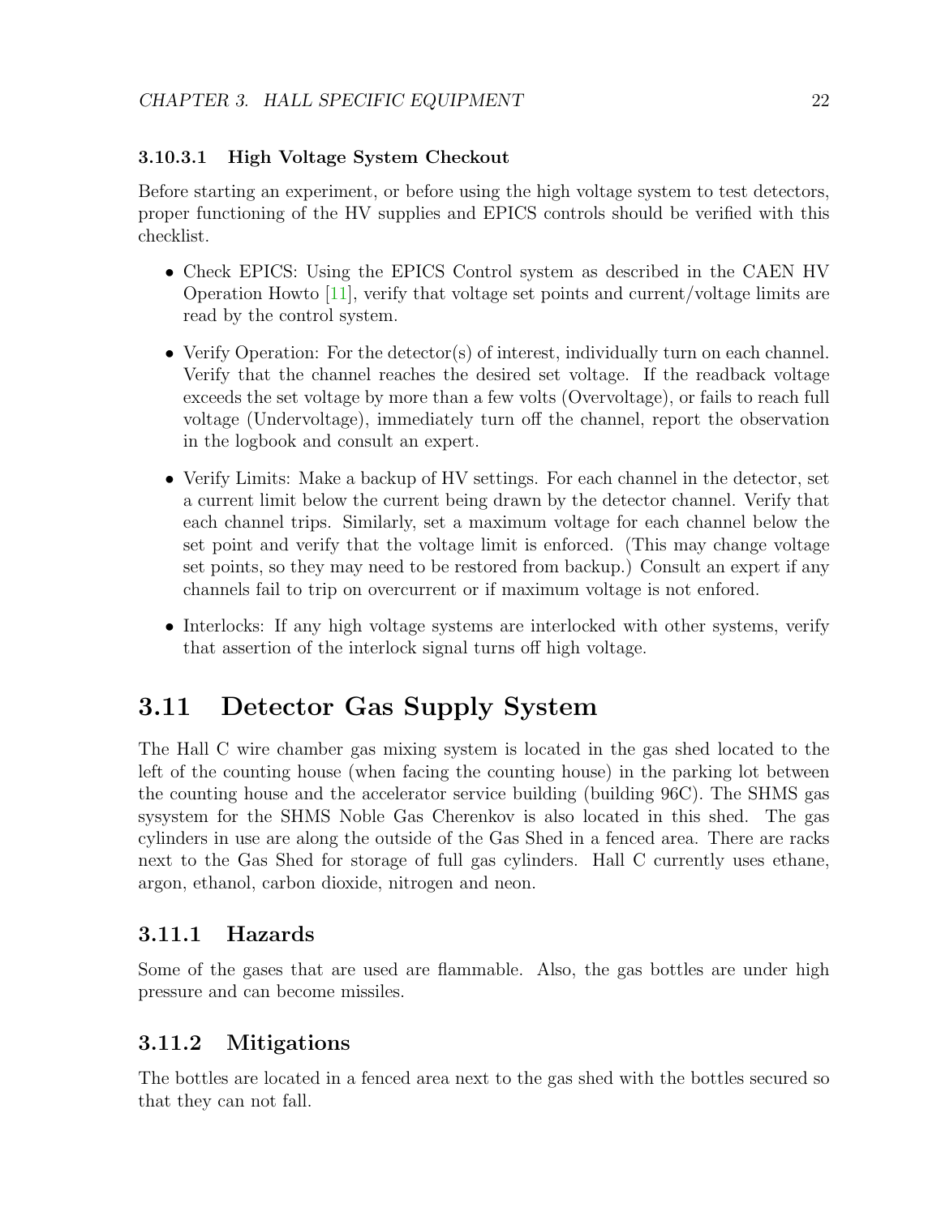#### 3.10.3.1 High Voltage System Checkout

Before starting an experiment, or before using the high voltage system to test detectors, proper functioning of the HV supplies and EPICS controls should be verified with this checklist.

- Check EPICS: Using the EPICS Control system as described in the CAEN HV Operation Howto [11], verify that voltage set points and current/voltage limits are read by the control system.
- Verify Operation: For the detector(s) of interest, individually turn on each channel. Verify that the channel reaches the desired set voltage. If the readback voltage exceeds the set voltage by more than a few volts (Overvoltage), or fails to reach full voltage (Undervoltage), immediately turn off the channel, report the observation in the logbook and consult an expert.
- Verify Limits: Make a backup of HV settings. For each channel in the detector, set a current limit below the current being drawn by the detector channel. Verify that each channel trips. Similarly, set a maximum voltage for each channel below the set point and verify that the voltage limit is enforced. (This may change voltage set points, so they may need to be restored from backup.) Consult an expert if any channels fail to trip on overcurrent or if maximum voltage is not enfored.
- Interlocks: If any high voltage systems are interlocked with other systems, verify that assertion of the interlock signal turns off high voltage.

## 3.11 Detector Gas Supply System

The Hall C wire chamber gas mixing system is located in the gas shed located to the left of the counting house (when facing the counting house) in the parking lot between the counting house and the accelerator service building (building 96C). The SHMS gas sysystem for the SHMS Noble Gas Cherenkov is also located in this shed. The gas cylinders in use are along the outside of the Gas Shed in a fenced area. There are racks next to the Gas Shed for storage of full gas cylinders. Hall C currently uses ethane, argon, ethanol, carbon dioxide, nitrogen and neon.

### 3.11.1 Hazards

Some of the gases that are used are flammable. Also, the gas bottles are under high pressure and can become missiles.

### 3.11.2 Mitigations

The bottles are located in a fenced area next to the gas shed with the bottles secured so that they can not fall.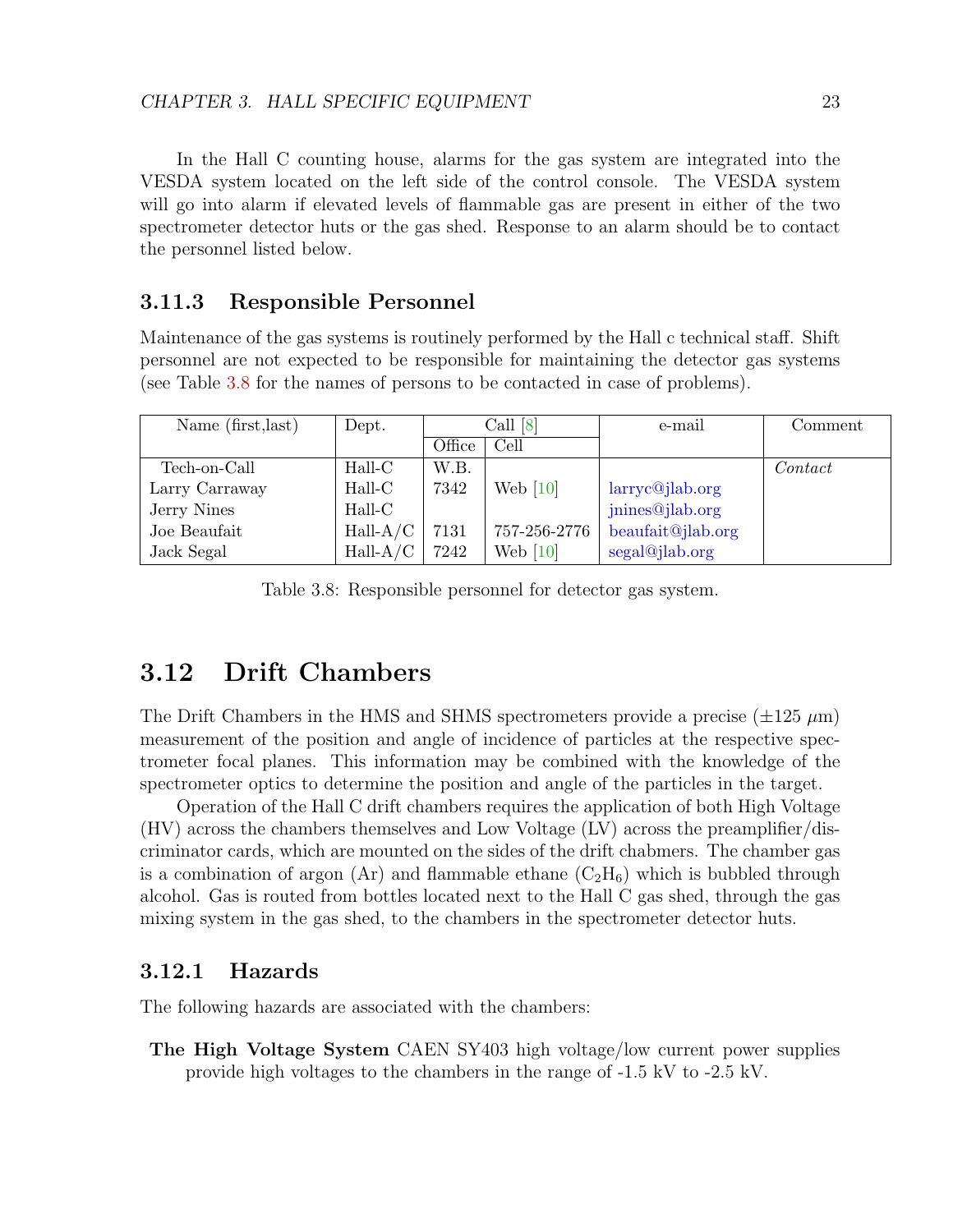In the Hall C counting house, alarms for the gas system are integrated into the VESDA system located on the left side of the control console. The VESDA system will go into alarm if elevated levels of flammable gas are present in either of the two spectrometer detector huts or the gas shed. Response to an alarm should be to contact the personnel listed below.

### 3.11.3 Responsible Personnel

Maintenance of the gas systems is routinely performed by the Hall c technical staff. Shift personnel are not expected to be responsible for maintaining the detector gas systems (see Table 3.8 for the names of persons to be contacted in case of problems).

| Name (first,last) | Dept. | Call [8] | | e-mail | Comment |
|---|---|---|---|---|---|
| | | Office | Cell | | |
| Tech-on-Call | Hall-C | W.B. | | | *Contact* |
| Larry Carraway | Hall-C | 7342 | Web [10] | larryc@jlab.org | |
| Jerry Nines | Hall-C | | | jnines@jlab.org | |
| Joe Beaufait | Hall-A/C | 7131 | 757-256-2776 | beaufait@jlab.org | |
| Jack Segal | Hall-A/C | 7242 | Web [10] | segal@jlab.org | |

Table 3.8: Responsible personnel for detector gas system.

## 3.12 Drift Chambers

The Drift Chambers in the HMS and SHMS spectrometers provide a precise ($\pm 125$ $\mu$m) measurement of the position and angle of incidence of particles at the respective spectrometer focal planes. This information may be combined with the knowledge of the spectrometer optics to determine the position and angle of the particles in the target.

Operation of the Hall C drift chambers requires the application of both High Voltage (HV) across the chambers themselves and Low Voltage (LV) across the preamplifier/discriminator cards, which are mounted on the sides of the drift chabmers. The chamber gas is a combination of argon (Ar) and flammable ethane ($C_2H_6$) which is bubbled through alcohol. Gas is routed from bottles located next to the Hall C gas shed, through the gas mixing system in the gas shed, to the chambers in the spectrometer detector huts.

### 3.12.1 Hazards

The following hazards are associated with the chambers:

**The High Voltage System** CAEN SY403 high voltage/low current power supplies provide high voltages to the chambers in the range of -1.5 kV to -2.5 kV.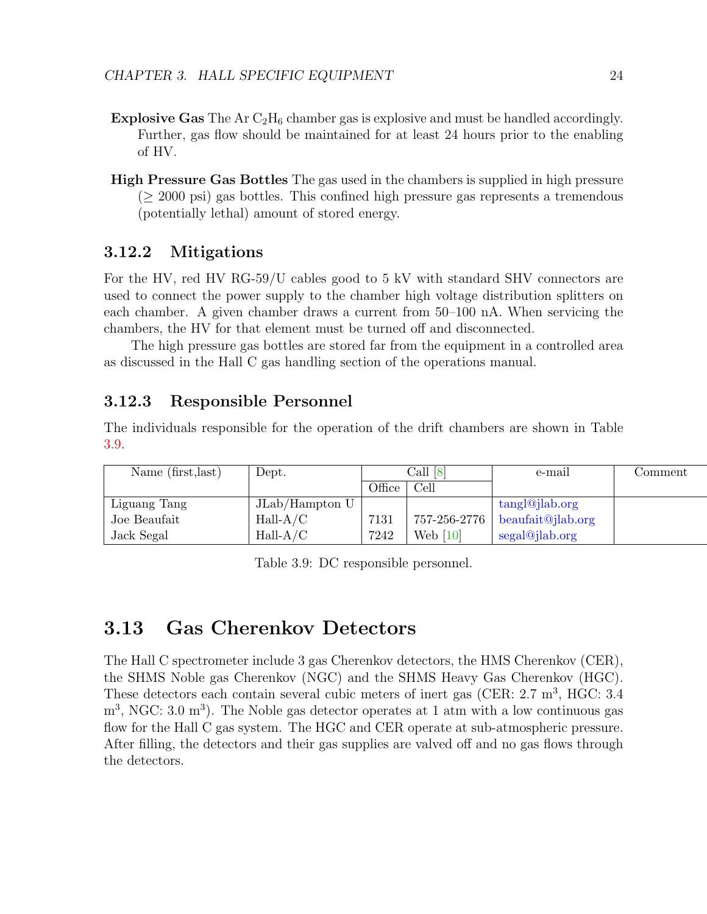**Explosive Gas** The Ar $C_2H_6$ chamber gas is explosive and must be handled accordingly. Further, gas flow should be maintained for at least 24 hours prior to the enabling of HV.

**High Pressure Gas Bottles** The gas used in the chambers is supplied in high pressure ($\geq$ 2000 psi) gas bottles. This confined high pressure gas represents a tremendous (potentially lethal) amount of stored energy.

### 3.12.2 Mitigations

For the HV, red HV RG-59/U cables good to 5 kV with standard SHV connectors are used to connect the power supply to the chamber high voltage distribution splitters on each chamber. A given chamber draws a current from 50–100 nA. When servicing the chambers, the HV for that element must be turned off and disconnected.

The high pressure gas bottles are stored far from the equipment in a controlled area as discussed in the Hall C gas handling section of the operations manual.

### 3.12.3 Responsible Personnel

The individuals responsible for the operation of the drift chambers are shown in Table 3.9.

| Name (first,last) | Dept. | Call [8] | | e-mail | Comment |
|---|---|---|---|---|---|
| | | Office | Cell | | |
| Liguang Tang | JLab/Hampton U | | | tangl@jlab.org | |
| Joe Beaufait | Hall-A/C | 7131 | 757-256-2776 | beaufait@jlab.org | |
| Jack Segal | Hall-A/C | 7242 | Web [10] | segal@jlab.org | |

Table 3.9: DC responsible personnel.

## 3.13 Gas Cherenkov Detectors

The Hall C spectrometer include 3 gas Cherenkov detectors, the HMS Cherenkov (CER), the SHMS Noble gas Cherenkov (NGC) and the SHMS Heavy Gas Cherenkov (HGC). These detectors each contain several cubic meters of inert gas (CER: 2.7 $m^3$, HGC: 3.4 $m^3$, NGC: 3.0 $m^3$). The Noble gas detector operates at 1 atm with a low continuous gas flow for the Hall C gas system. The HGC and CER operate at sub-atmospheric pressure. After filling, the detectors and their gas supplies are valved off and no gas flows through the detectors.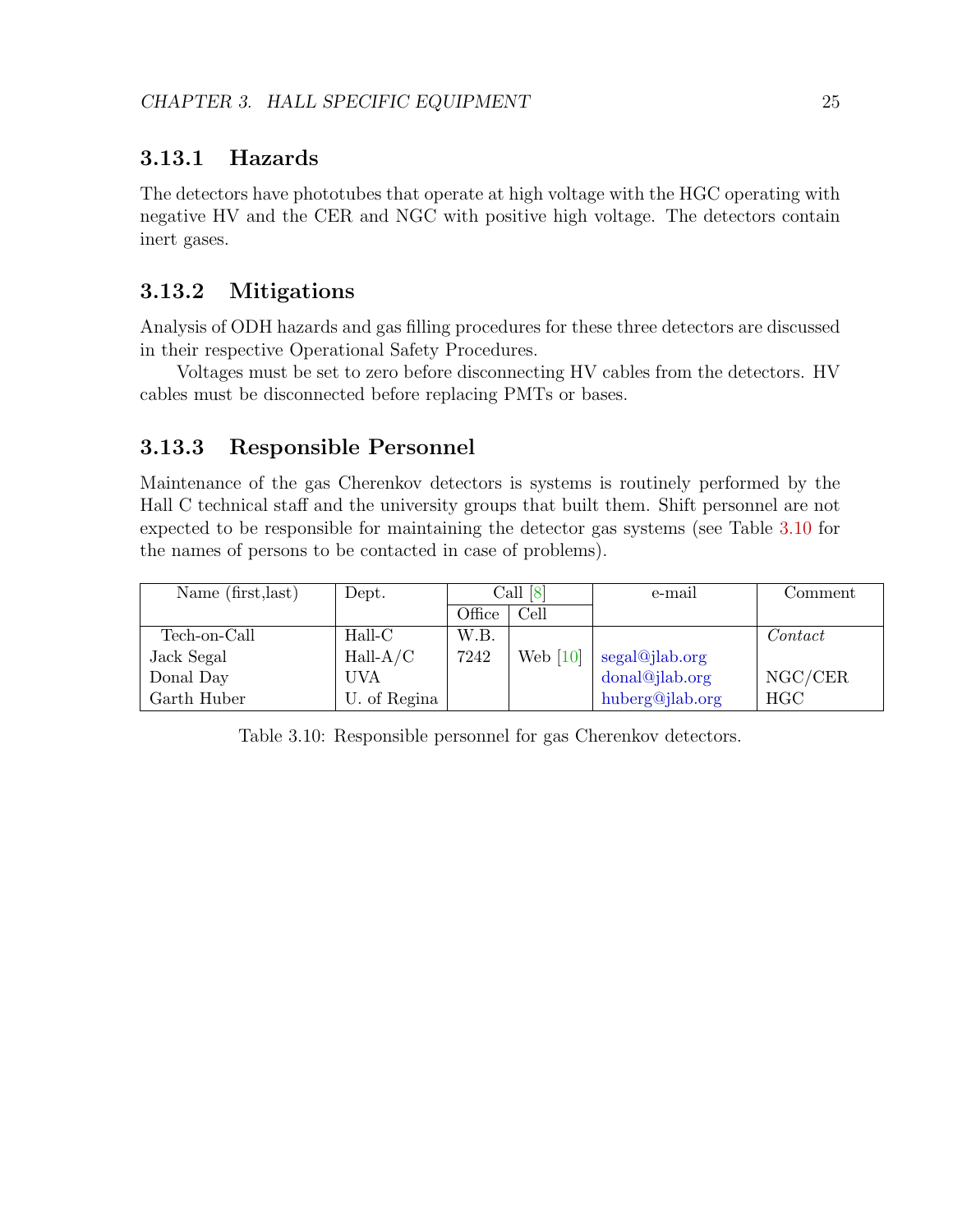### 3.13.1 Hazards

The detectors have phototubes that operate at high voltage with the HGC operating with negative HV and the CER and NGC with positive high voltage. The detectors contain inert gases.

### 3.13.2 Mitigations

Analysis of ODH hazards and gas filling procedures for these three detectors are discussed in their respective Operational Safety Procedures.

Voltages must be set to zero before disconnecting HV cables from the detectors. HV cables must be disconnected before replacing PMTs or bases.

### 3.13.3 Responsible Personnel

Maintenance of the gas Cherenkov detectors is systems is routinely performed by the Hall C technical staff and the university groups that built them. Shift personnel are not expected to be responsible for maintaining the detector gas systems (see Table 3.10 for the names of persons to be contacted in case of problems).

| Name (first,last) | Dept. | Call [8] | | e-mail | Comment |
|---|---|---|---|---|---|
| | | Office | Cell | | |
| Tech-on-Call | Hall-C | W.B. | | | *Contact* |
| Jack Segal | Hall-A/C | 7242 | Web [10] | segal@jlab.org | |
| Donal Day | UVA | | | donal@jlab.org | NGC/CER |
| Garth Huber | U. of Regina | | | huberg@jlab.org | HGC |

Table 3.10: Responsible personnel for gas Cherenkov detectors.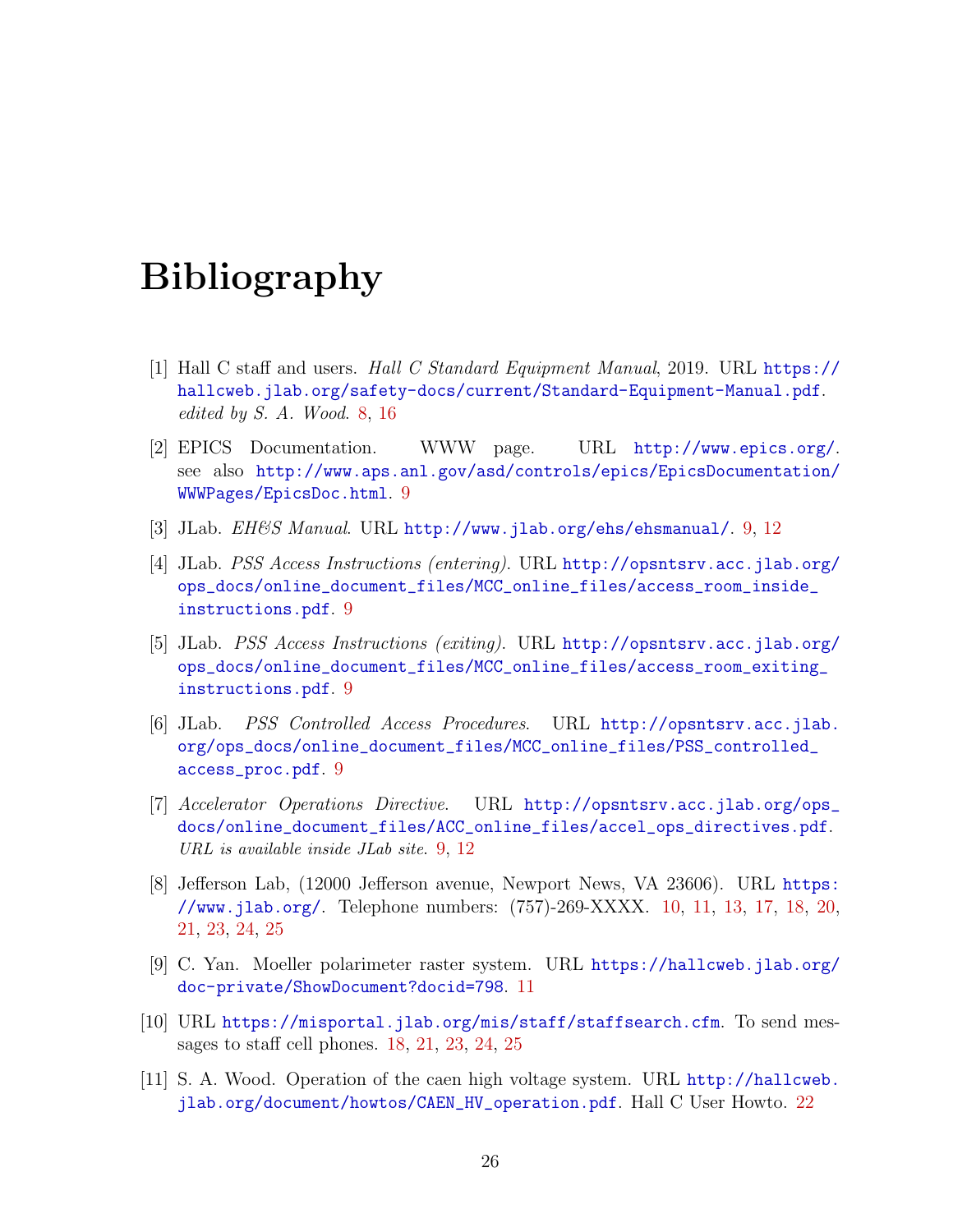# Bibliography

[1] Hall C staff and users. *Hall C Standard Equipment Manual*, 2019. URL https://hallcweb.jlab.org/safety-docs/current/Standard-Equipment-Manual.pdf. *edited by S. A. Wood*. 8, 16

[2] EPICS Documentation. WWW page. URL http://www.epics.org/. see also http://www.aps.anl.gov/asd/controls/epics/EpicsDocumentation/WWWPages/EpicsDoc.html. 9

[3] JLab. *EH&S Manual*. URL http://www.jlab.org/ehs/ehsmanual/. 9, 12

[4] JLab. *PSS Access Instructions (entering)*. URL http://opsntsrv.acc.jlab.org/ops_docs/online_document_files/MCC_online_files/access_room_inside_instructions.pdf. 9

[5] JLab. *PSS Access Instructions (exiting)*. URL http://opsntsrv.acc.jlab.org/ops_docs/online_document_files/MCC_online_files/access_room_exiting_instructions.pdf. 9

[6] JLab. *PSS Controlled Access Procedures*. URL http://opsntsrv.acc.jlab.org/ops_docs/online_document_files/MCC_online_files/PSS_controlled_access_proc.pdf. 9

[7] *Accelerator Operations Directive*. URL http://opsntsrv.acc.jlab.org/ops_docs/online_document_files/ACC_online_files/accel_ops_directives.pdf. *URL is available inside JLab site*. 9, 12

[8] Jefferson Lab, (12000 Jefferson avenue, Newport News, VA 23606). URL https://www.jlab.org/. Telephone numbers: (757)-269-XXXX. 10, 11, 13, 17, 18, 20, 21, 23, 24, 25

[9] C. Yan. Moeller polarimeter raster system. URL https://hallcweb.jlab.org/doc-private/ShowDocument?docid=798. 11

[10] URL https://misportal.jlab.org/mis/staff/staffsearch.cfm. To send messages to staff cell phones. 18, 21, 23, 24, 25

[11] S. A. Wood. Operation of the caen high voltage system. URL http://hallcweb.jlab.org/document/howtos/CAEN_HV_operation.pdf. Hall C User Howto. 22